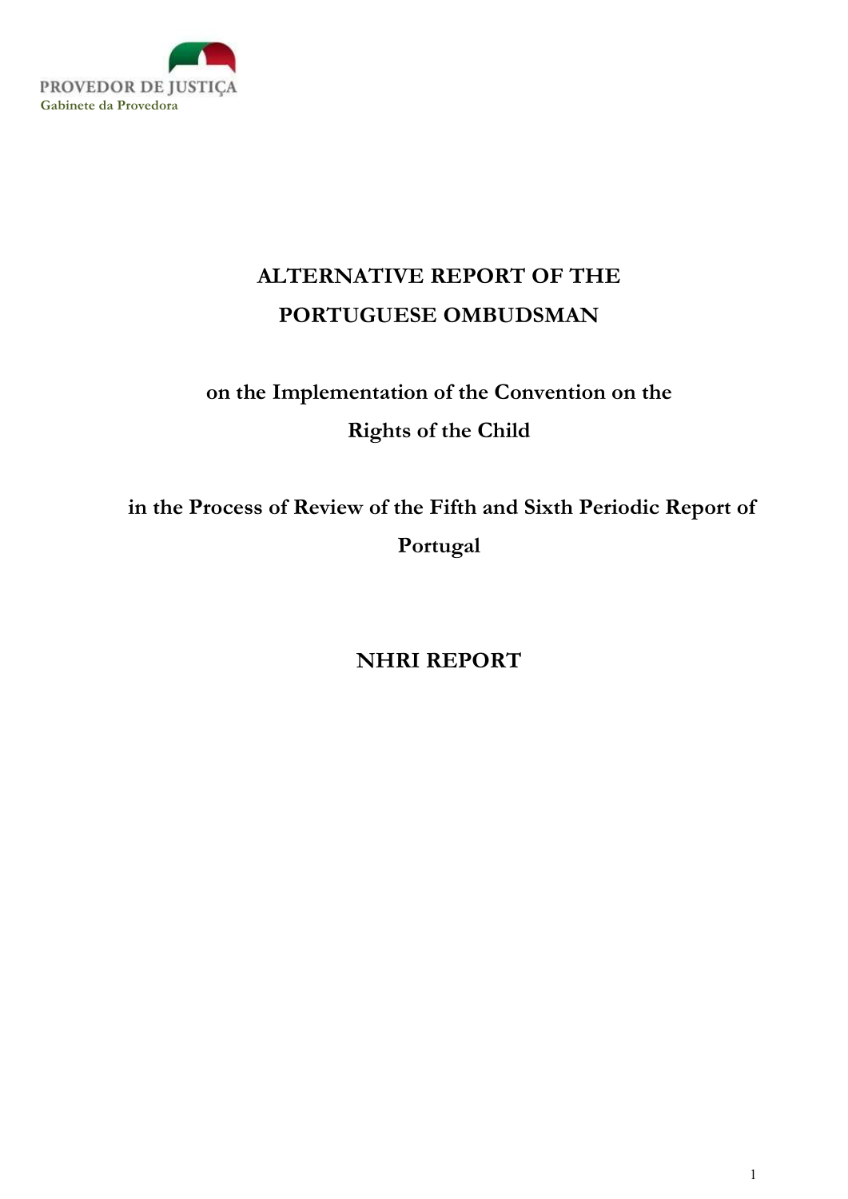PROVEDOR DE JUSTIÇA
Gabinete da Provedora

# ALTERNATIVE REPORT OF THE PORTUGUESE OMBUDSMAN

## on the Implementation of the Convention on the Rights of the Child

## in the Process of Review of the Fifth and Sixth Periodic Report of Portugal

## NHRI REPORT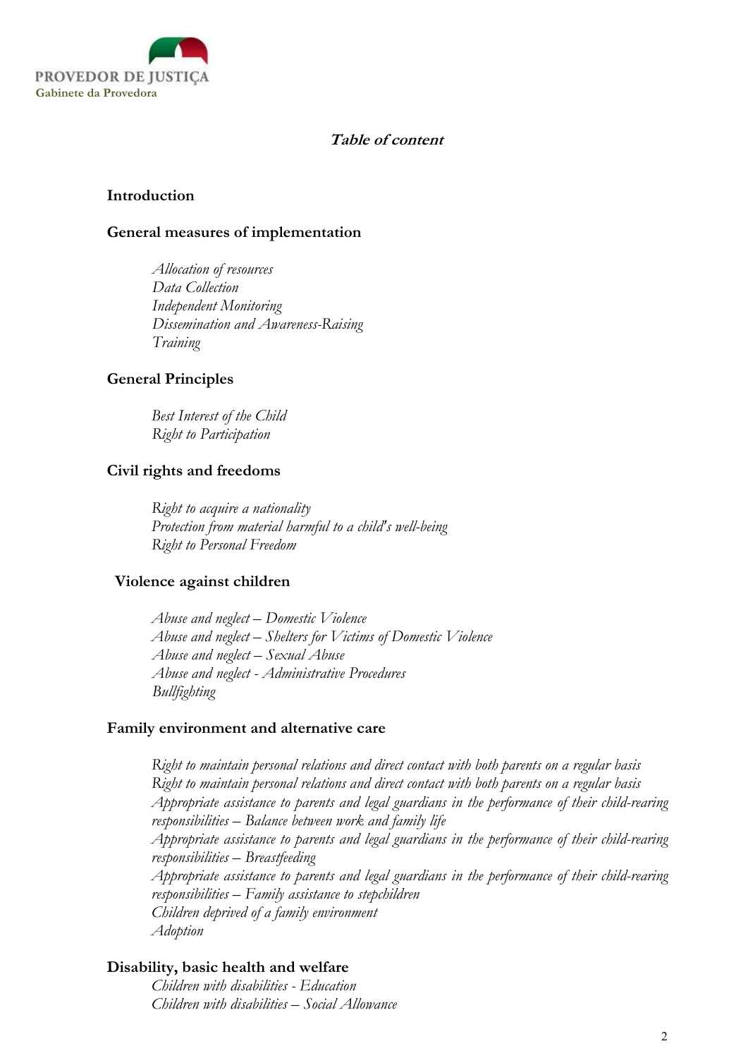## *Table of content*

**Introduction**

**General measures of implementation**

*Allocation of resources*
*Data Collection*
*Independent Monitoring*
*Dissemination and Awareness-Raising*
*Training*

**General Principles**

*Best Interest of the Child*
*Right to Participation*

**Civil rights and freedoms**

*Right to acquire a nationality*
*Protection from material harmful to a child's well-being*
*Right to Personal Freedom*

**Violence against children**

*Abuse and neglect – Domestic Violence*
*Abuse and neglect – Shelters for Victims of Domestic Violence*
*Abuse and neglect – Sexual Abuse*
*Abuse and neglect - Administrative Procedures*
*Bullfighting*

**Family environment and alternative care**

*Right to maintain personal relations and direct contact with both parents on a regular basis*
*Right to maintain personal relations and direct contact with both parents on a regular basis*
*Appropriate assistance to parents and legal guardians in the performance of their child-rearing responsibilities – Balance between work and family life*
*Appropriate assistance to parents and legal guardians in the performance of their child-rearing responsibilities – Breastfeeding*
*Appropriate assistance to parents and legal guardians in the performance of their child-rearing responsibilities – Family assistance to stepchildren*
*Children deprived of a family environment*
*Adoption*

**Disability, basic health and welfare**

*Children with disabilities - Education*
*Children with disabilities – Social Allowance*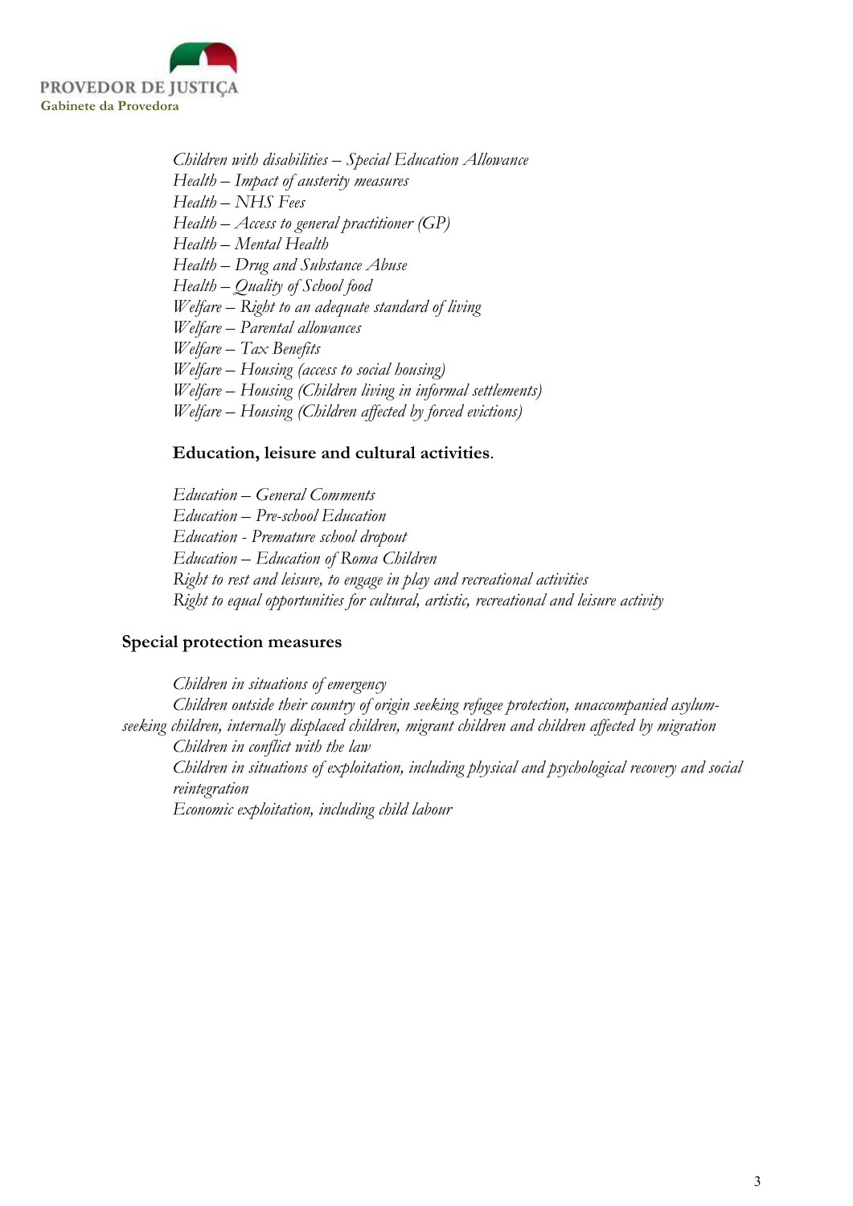*Children with disabilities – Special Education Allowance*
*Health – Impact of austerity measures*
*Health – NHS Fees*
*Health – Access to general practitioner (GP)*
*Health – Mental Health*
*Health – Drug and Substance Abuse*
*Health – Quality of School food*
*Welfare – Right to an adequate standard of living*
*Welfare – Parental allowances*
*Welfare – Tax Benefits*
*Welfare – Housing (access to social housing)*
*Welfare – Housing (Children living in informal settlements)*
*Welfare – Housing (Children affected by forced evictions)*

**Education, leisure and cultural activities**.

*Education – General Comments*
*Education – Pre-school Education*
*Education - Premature school dropout*
*Education – Education of Roma Children*
*Right to rest and leisure, to engage in play and recreational activities*
*Right to equal opportunities for cultural, artistic, recreational and leisure activity*

**Special protection measures**

*Children in situations of emergency*
*Children outside their country of origin seeking refugee protection, unaccompanied asylum-seeking children, internally displaced children, migrant children and children affected by migration*
*Children in conflict with the law*
*Children in situations of exploitation, including physical and psychological recovery and social reintegration*
*Economic exploitation, including child labour*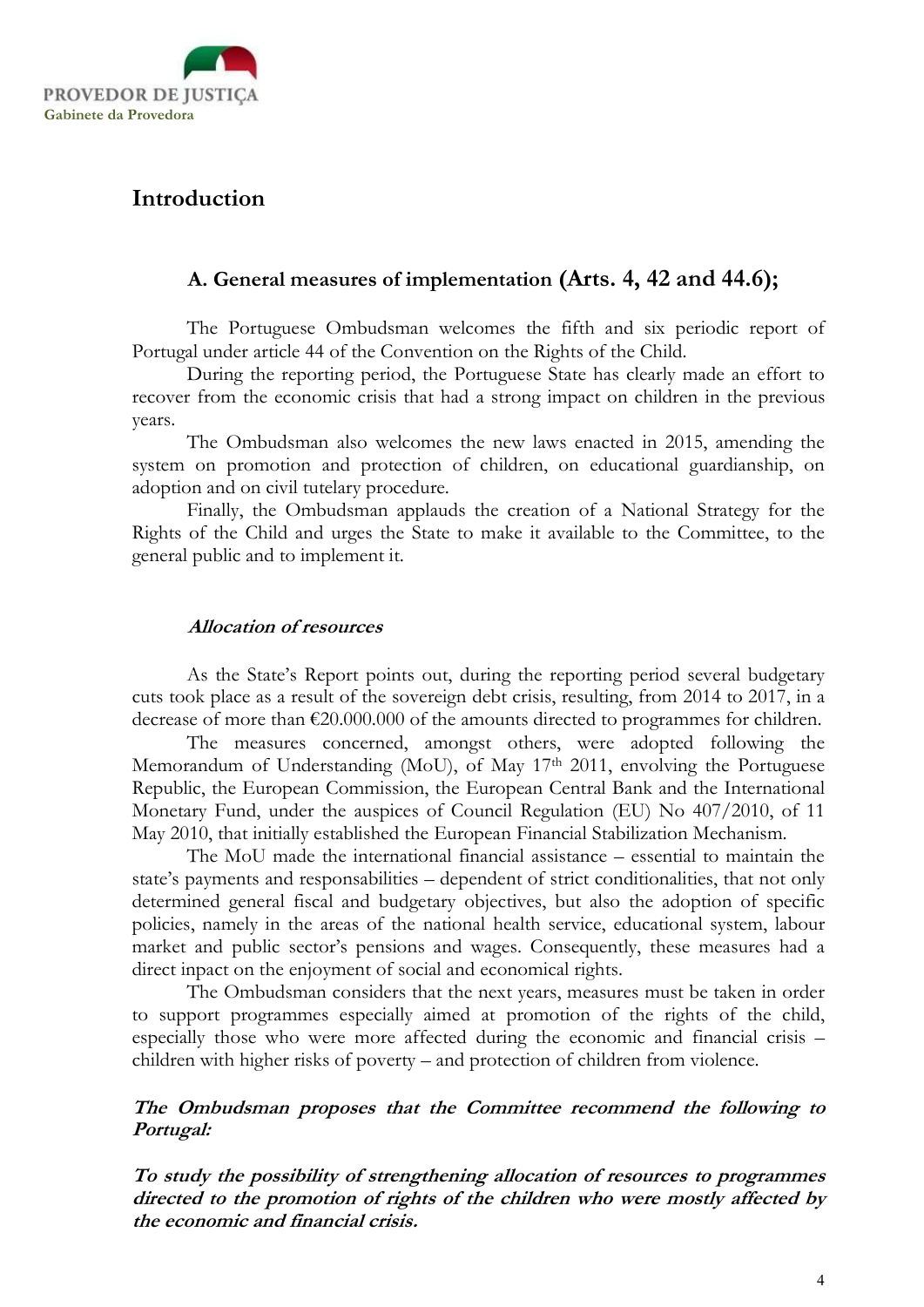## Introduction

### A. General measures of implementation (Arts. 4, 42 and 44.6);

The Portuguese Ombudsman welcomes the fifth and six periodic report of Portugal under article 44 of the Convention on the Rights of the Child.

During the reporting period, the Portuguese State has clearly made an effort to recover from the economic crisis that had a strong impact on children in the previous years.

The Ombudsman also welcomes the new laws enacted in 2015, amending the system on promotion and protection of children, on educational guardianship, on adoption and on civil tutelary procedure.

Finally, the Ombudsman applauds the creation of a National Strategy for the Rights of the Child and urges the State to make it available to the Committee, to the general public and to implement it.

#### *Allocation of resources*

As the State's Report points out, during the reporting period several budgetary cuts took place as a result of the sovereign debt crisis, resulting, from 2014 to 2017, in a decrease of more than €20.000.000 of the amounts directed to programmes for children.

The measures concerned, amongst others, were adopted following the Memorandum of Understanding (MoU), of May 17th 2011, envolving the Portuguese Republic, the European Commission, the European Central Bank and the International Monetary Fund, under the auspices of Council Regulation (EU) No 407/2010, of 11 May 2010, that initially established the European Financial Stabilization Mechanism.

The MoU made the international financial assistance – essential to maintain the state's payments and responsabilities – dependent of strict conditionalities, that not only determined general fiscal and budgetary objectives, but also the adoption of specific policies, namely in the areas of the national health service, educational system, labour market and public sector's pensions and wages. Consequently, these measures had a direct inpact on the enjoyment of social and economical rights.

The Ombudsman considers that the next years, measures must be taken in order to support programmes especially aimed at promotion of the rights of the child, especially those who were more affected during the economic and financial crisis – children with higher risks of poverty – and protection of children from violence.

***The Ombudsman proposes that the Committee recommend the following to Portugal:***

***To study the possibility of strengthening allocation of resources to programmes directed to the promotion of rights of the children who were mostly affected by the economic and financial crisis.***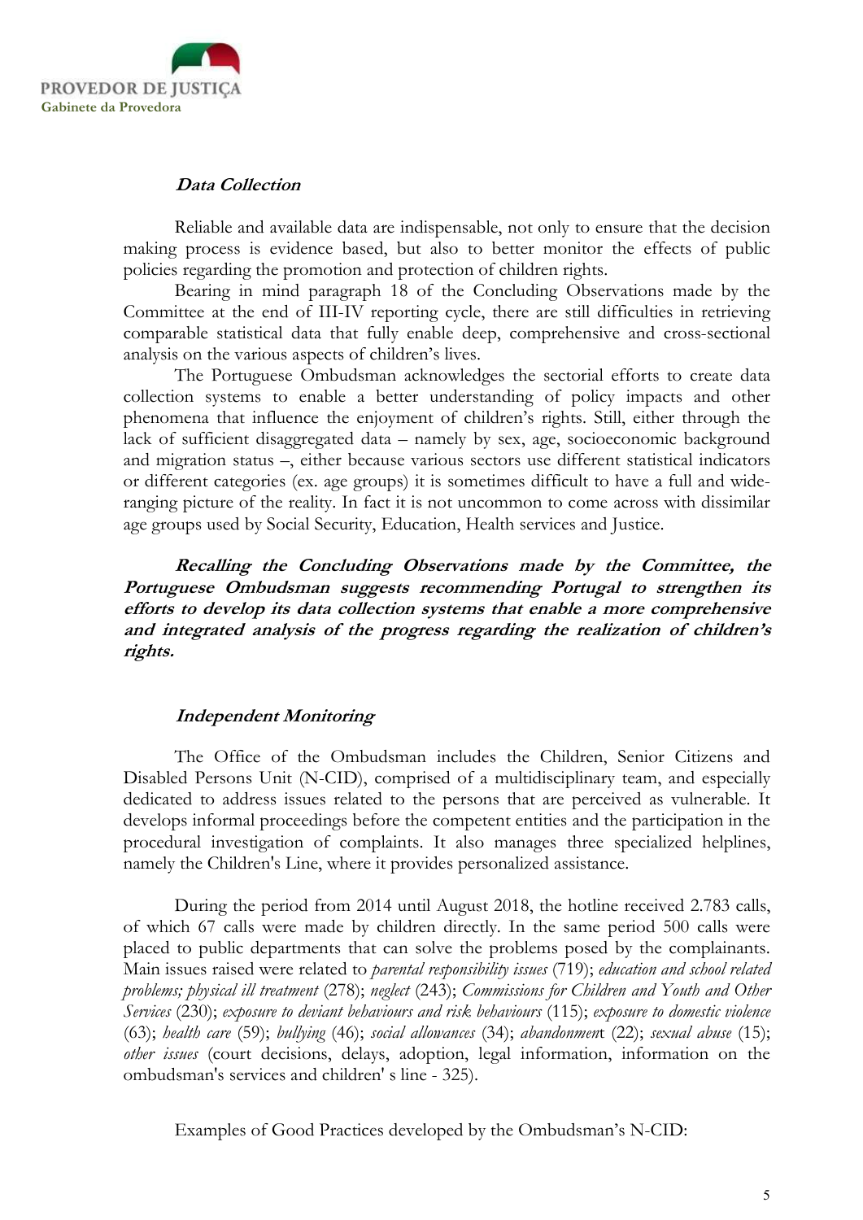### *Data Collection*

Reliable and available data are indispensable, not only to ensure that the decision making process is evidence based, but also to better monitor the effects of public policies regarding the promotion and protection of children rights.

Bearing in mind paragraph 18 of the Concluding Observations made by the Committee at the end of III-IV reporting cycle, there are still difficulties in retrieving comparable statistical data that fully enable deep, comprehensive and cross-sectional analysis on the various aspects of children's lives.

The Portuguese Ombudsman acknowledges the sectorial efforts to create data collection systems to enable a better understanding of policy impacts and other phenomena that influence the enjoyment of children's rights. Still, either through the lack of sufficient disaggregated data – namely by sex, age, socioeconomic background and migration status –, either because various sectors use different statistical indicators or different categories (ex. age groups) it is sometimes difficult to have a full and wide-ranging picture of the reality. In fact it is not uncommon to come across with dissimilar age groups used by Social Security, Education, Health services and Justice.

***Recalling the Concluding Observations made by the Committee, the Portuguese Ombudsman suggests recommending Portugal to strengthen its efforts to develop its data collection systems that enable a more comprehensive and integrated analysis of the progress regarding the realization of children's rights.***

### *Independent Monitoring*

The Office of the Ombudsman includes the Children, Senior Citizens and Disabled Persons Unit (N-CID), comprised of a multidisciplinary team, and especially dedicated to address issues related to the persons that are perceived as vulnerable. It develops informal proceedings before the competent entities and the participation in the procedural investigation of complaints. It also manages three specialized helplines, namely the Children's Line, where it provides personalized assistance.

During the period from 2014 until August 2018, the hotline received 2.783 calls, of which 67 calls were made by children directly. In the same period 500 calls were placed to public departments that can solve the problems posed by the complainants. Main issues raised were related to *parental responsibility issues* (719); *education and school related problems; physical ill treatment* (278); *neglect* (243); *Commissions for Children and Youth and Other Services* (230); *exposure to deviant behaviours and risk behaviours* (115); *exposure to domestic violence* (63); *health care* (59); *bullying* (46); *social allowances* (34); *abandonment* (22); *sexual abuse* (15); *other issues* (court decisions, delays, adoption, legal information, information on the ombudsman's services and children' s line - 325).

Examples of Good Practices developed by the Ombudsman's N-CID: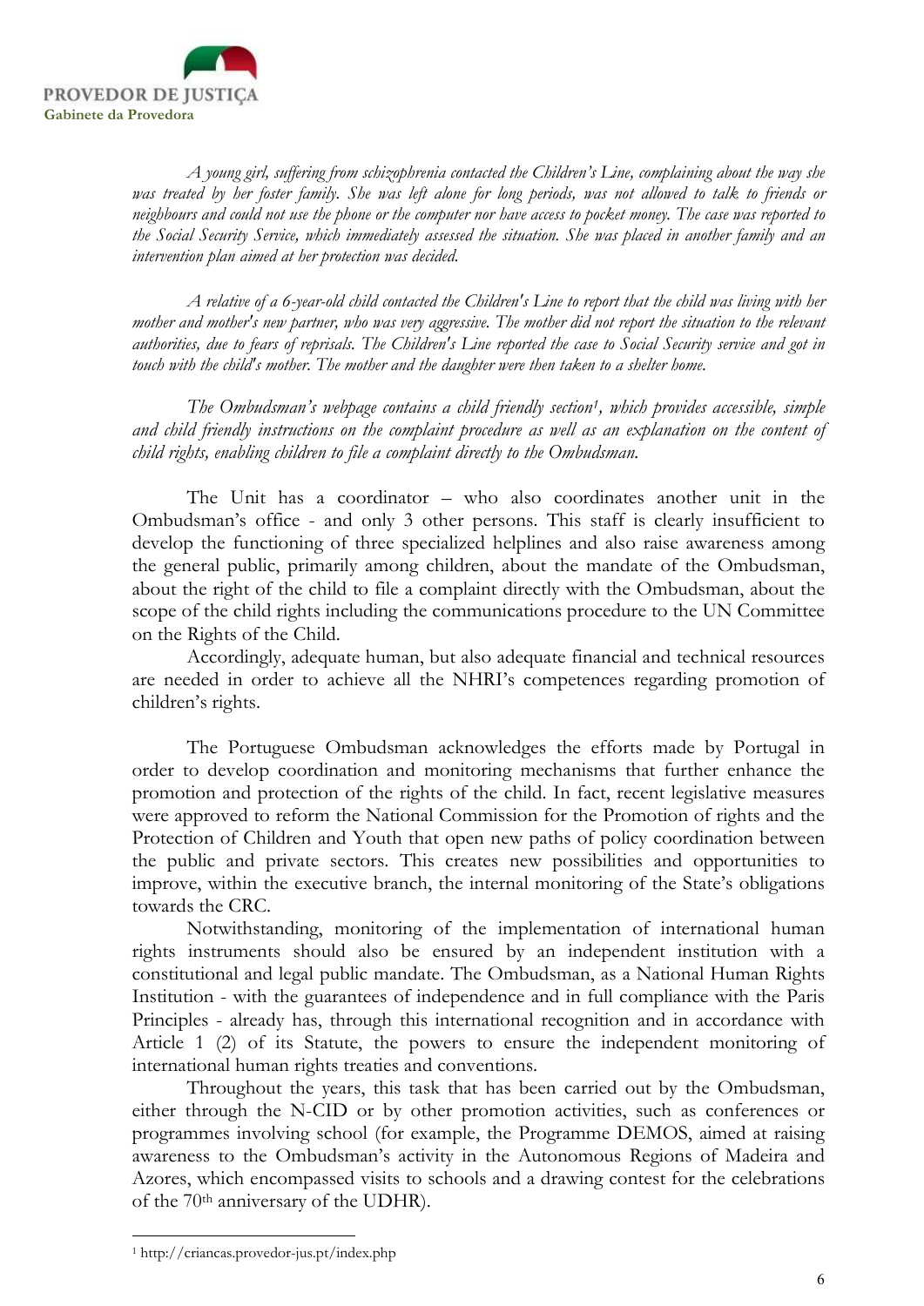*A young girl, suffering from schizophrenia contacted the Children's Line, complaining about the way she was treated by her foster family. She was left alone for long periods, was not allowed to talk to friends or neighbours and could not use the phone or the computer nor have access to pocket money. The case was reported to the Social Security Service, which immediately assessed the situation. She was placed in another family and an intervention plan aimed at her protection was decided.*

*A relative of a 6-year-old child contacted the Children's Line to report that the child was living with her mother and mother's new partner, who was very aggressive. The mother did not report the situation to the relevant authorities, due to fears of reprisals. The Children's Line reported the case to Social Security service and got in touch with the child's mother. The mother and the daughter were then taken to a shelter home.*

*The Ombudsman's webpage contains a child friendly section*[1]*, which provides accessible, simple and child friendly instructions on the complaint procedure as well as an explanation on the content of child rights, enabling children to file a complaint directly to the Ombudsman.*

The Unit has a coordinator – who also coordinates another unit in the Ombudsman's office - and only 3 other persons. This staff is clearly insufficient to develop the functioning of three specialized helplines and also raise awareness among the general public, primarily among children, about the mandate of the Ombudsman, about the right of the child to file a complaint directly with the Ombudsman, about the scope of the child rights including the communications procedure to the UN Committee on the Rights of the Child.

Accordingly, adequate human, but also adequate financial and technical resources are needed in order to achieve all the NHRI's competences regarding promotion of children's rights.

The Portuguese Ombudsman acknowledges the efforts made by Portugal in order to develop coordination and monitoring mechanisms that further enhance the promotion and protection of the rights of the child. In fact, recent legislative measures were approved to reform the National Commission for the Promotion of rights and the Protection of Children and Youth that open new paths of policy coordination between the public and private sectors. This creates new possibilities and opportunities to improve, within the executive branch, the internal monitoring of the State's obligations towards the CRC.

Notwithstanding, monitoring of the implementation of international human rights instruments should also be ensured by an independent institution with a constitutional and legal public mandate. The Ombudsman, as a National Human Rights Institution - with the guarantees of independence and in full compliance with the Paris Principles - already has, through this international recognition and in accordance with Article 1 (2) of its Statute, the powers to ensure the independent monitoring of international human rights treaties and conventions.

Throughout the years, this task that has been carried out by the Ombudsman, either through the N-CID or by other promotion activities, such as conferences or programmes involving school (for example, the Programme DEMOS, aimed at raising awareness to the Ombudsman's activity in the Autonomous Regions of Madeira and Azores, which encompassed visits to schools and a drawing contest for the celebrations of the 70th anniversary of the UDHR).

---

[1] http://criancas.provedor-jus.pt/index.php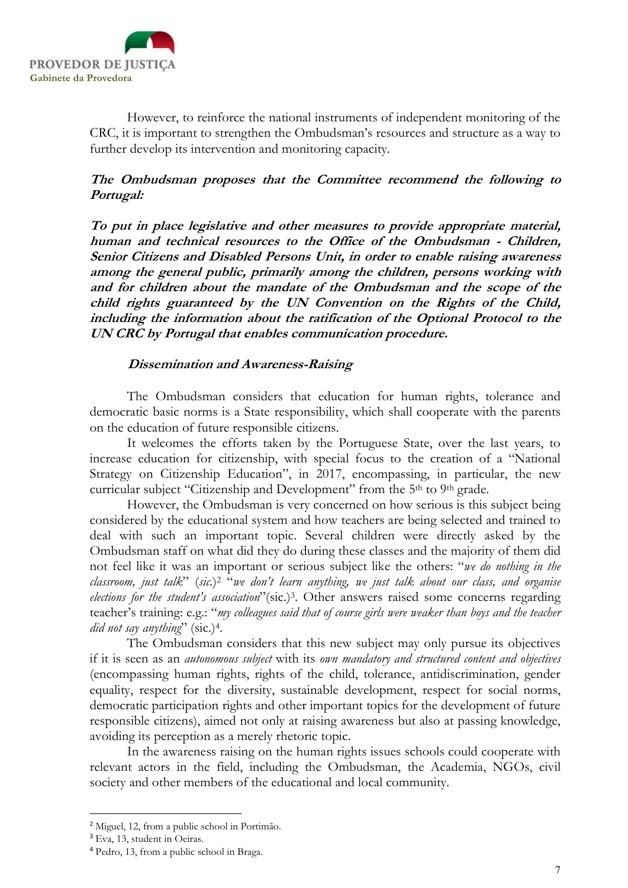However, to reinforce the national instruments of independent monitoring of the CRC, it is important to strengthen the Ombudsman's resources and structure as a way to further develop its intervention and monitoring capacity.

***The Ombudsman proposes that the Committee recommend the following to Portugal:***

***To put in place legislative and other measures to provide appropriate material, human and technical resources to the Office of the Ombudsman - Children, Senior Citizens and Disabled Persons Unit, in order to enable raising awareness among the general public, primarily among the children, persons working with and for children about the mandate of the Ombudsman and the scope of the child rights guaranteed by the UN Convention on the Rights of the Child, including the information about the ratification of the Optional Protocol to the UN CRC by Portugal that enables communication procedure.***

### ***Dissemination and Awareness-Raising***

The Ombudsman considers that education for human rights, tolerance and democratic basic norms is a State responsibility, which shall cooperate with the parents on the education of future responsible citizens.

It welcomes the efforts taken by the Portuguese State, over the last years, to increase education for citizenship, with special focus to the creation of a "National Strategy on Citizenship Education", in 2017, encompassing, in particular, the new curricular subject "Citizenship and Development" from the 5th to 9th grade.

However, the Ombudsman is very concerned on how serious is this subject being considered by the educational system and how teachers are being selected and trained to deal with such an important topic. Several children were directly asked by the Ombudsman staff on what did they do during these classes and the majority of them did not feel like it was an important or serious subject like the others: "*we do nothing in the classroom, just talk*" (*sic.*)[2] "*we don't learn anything, we just talk about our class, and organise elections for the student's association*"(sic.)[3]. Other answers raised some concerns regarding teacher's training: e.g.: "*my colleagues said that of course girls were weaker than boys and the teacher did not say anything*" (sic.)[4].

The Ombudsman considers that this new subject may only pursue its objectives if it is seen as an *autonomous subject* with its *own mandatory and structured content and objectives* (encompassing human rights, rights of the child, tolerance, antidiscrimination, gender equality, respect for the diversity, sustainable development, respect for social norms, democratic participation rights and other important topics for the development of future responsible citizens), aimed not only at raising awareness but also at passing knowledge, avoiding its perception as a merely rhetoric topic.

In the awareness raising on the human rights issues schools could cooperate with relevant actors in the field, including the Ombudsman, the Academia, NGOs, civil society and other members of the educational and local community.

---

[2] Miguel, 12, from a public school in Portimão.

[3] Eva, 13, student in Oeiras.

[4] Pedro, 13, from a public school in Braga.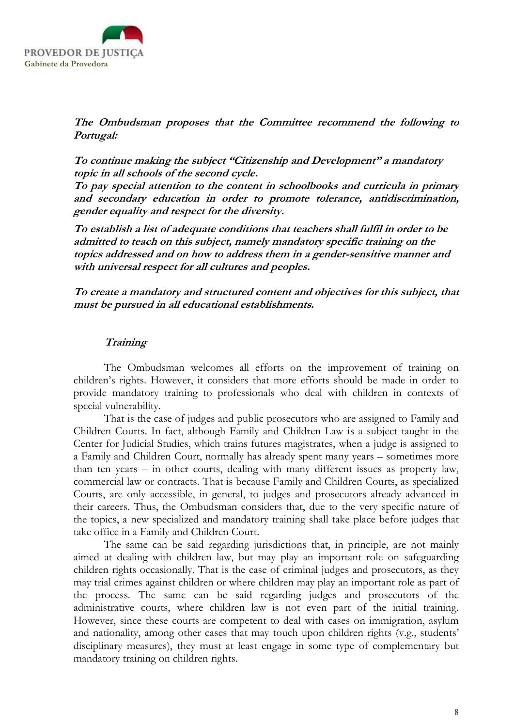***The Ombudsman proposes that the Committee recommend the following to Portugal:***

***To continue making the subject "Citizenship and Development" a mandatory topic in all schools of the second cycle.***

***To pay special attention to the content in schoolbooks and curricula in primary and secondary education in order to promote tolerance, antidiscrimination, gender equality and respect for the diversity.***

***To establish a list of adequate conditions that teachers shall fulfil in order to be admitted to teach on this subject, namely mandatory specific training on the topics addressed and on how to address them in a gender-sensitive manner and with universal respect for all cultures and peoples.***

***To create a mandatory and structured content and objectives for this subject, that must be pursued in all educational establishments.***

### *Training*

The Ombudsman welcomes all efforts on the improvement of training on children's rights. However, it considers that more efforts should be made in order to provide mandatory training to professionals who deal with children in contexts of special vulnerability.

That is the case of judges and public prosecutors who are assigned to Family and Children Courts. In fact, although Family and Children Law is a subject taught in the Center for Judicial Studies, which trains futures magistrates, when a judge is assigned to a Family and Children Court, normally has already spent many years – sometimes more than ten years – in other courts, dealing with many different issues as property law, commercial law or contracts. That is because Family and Children Courts, as specialized Courts, are only accessible, in general, to judges and prosecutors already advanced in their careers. Thus, the Ombudsman considers that, due to the very specific nature of the topics, a new specialized and mandatory training shall take place before judges that take office in a Family and Children Court.

The same can be said regarding jurisdictions that, in principle, are not mainly aimed at dealing with children law, but may play an important role on safeguarding children rights occasionally. That is the case of criminal judges and prosecutors, as they may trial crimes against children or where children may play an important role as part of the process. The same can be said regarding judges and prosecutors of the administrative courts, where children law is not even part of the initial training. However, since these courts are competent to deal with cases on immigration, asylum and nationality, among other cases that may touch upon children rights (v.g., students' disciplinary measures), they must at least engage in some type of complementary but mandatory training on children rights.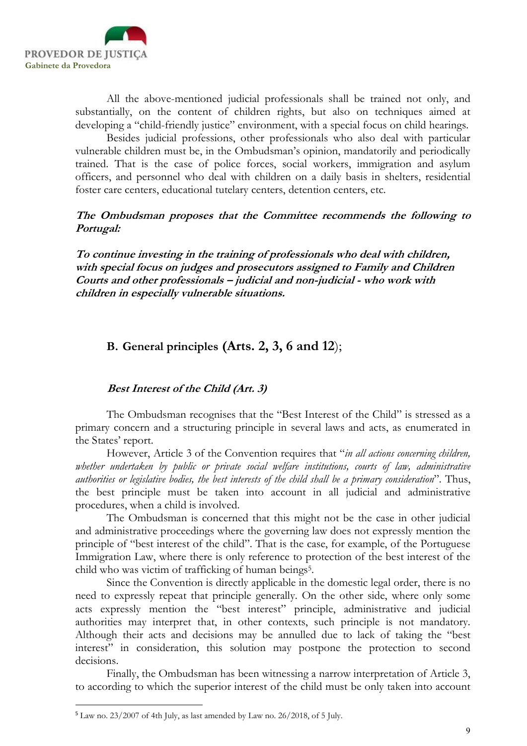All the above-mentioned judicial professionals shall be trained not only, and substantially, on the content of children rights, but also on techniques aimed at developing a "child-friendly justice" environment, with a special focus on child hearings.

Besides judicial professions, other professionals who also deal with particular vulnerable children must be, in the Ombudsman's opinion, mandatorily and periodically trained. That is the case of police forces, social workers, immigration and asylum officers, and personnel who deal with children on a daily basis in shelters, residential foster care centers, educational tutelary centers, detention centers, etc.

***The Ombudsman proposes that the Committee recommends the following to Portugal:***

***To continue investing in the training of professionals who deal with children, with special focus on judges and prosecutors assigned to Family and Children Courts and other professionals – judicial and non-judicial - who work with children in especially vulnerable situations.***

## B. General principles (Arts. 2, 3, 6 and 12);

### *Best Interest of the Child (Art. 3)*

The Ombudsman recognises that the "Best Interest of the Child" is stressed as a primary concern and a structuring principle in several laws and acts, as enumerated in the States' report.

However, Article 3 of the Convention requires that "*in all actions concerning children, whether undertaken by public or private social welfare institutions, courts of law, administrative authorities or legislative bodies, the best interests of the child shall be a primary consideration*". Thus, the best principle must be taken into account in all judicial and administrative procedures, when a child is involved.

The Ombudsman is concerned that this might not be the case in other judicial and administrative proceedings where the governing law does not expressly mention the principle of "best interest of the child". That is the case, for example, of the Portuguese Immigration Law, where there is only reference to protection of the best interest of the child who was victim of trafficking of human beings[5].

Since the Convention is directly applicable in the domestic legal order, there is no need to expressly repeat that principle generally. On the other side, where only some acts expressly mention the "best interest" principle, administrative and judicial authorities may interpret that, in other contexts, such principle is not mandatory. Although their acts and decisions may be annulled due to lack of taking the "best interest" in consideration, this solution may postpone the protection to second decisions.

Finally, the Ombudsman has been witnessing a narrow interpretation of Article 3, to according to which the superior interest of the child must be only taken into account

---

[5] Law no. 23/2007 of 4th July, as last amended by Law no. 26/2018, of 5 July.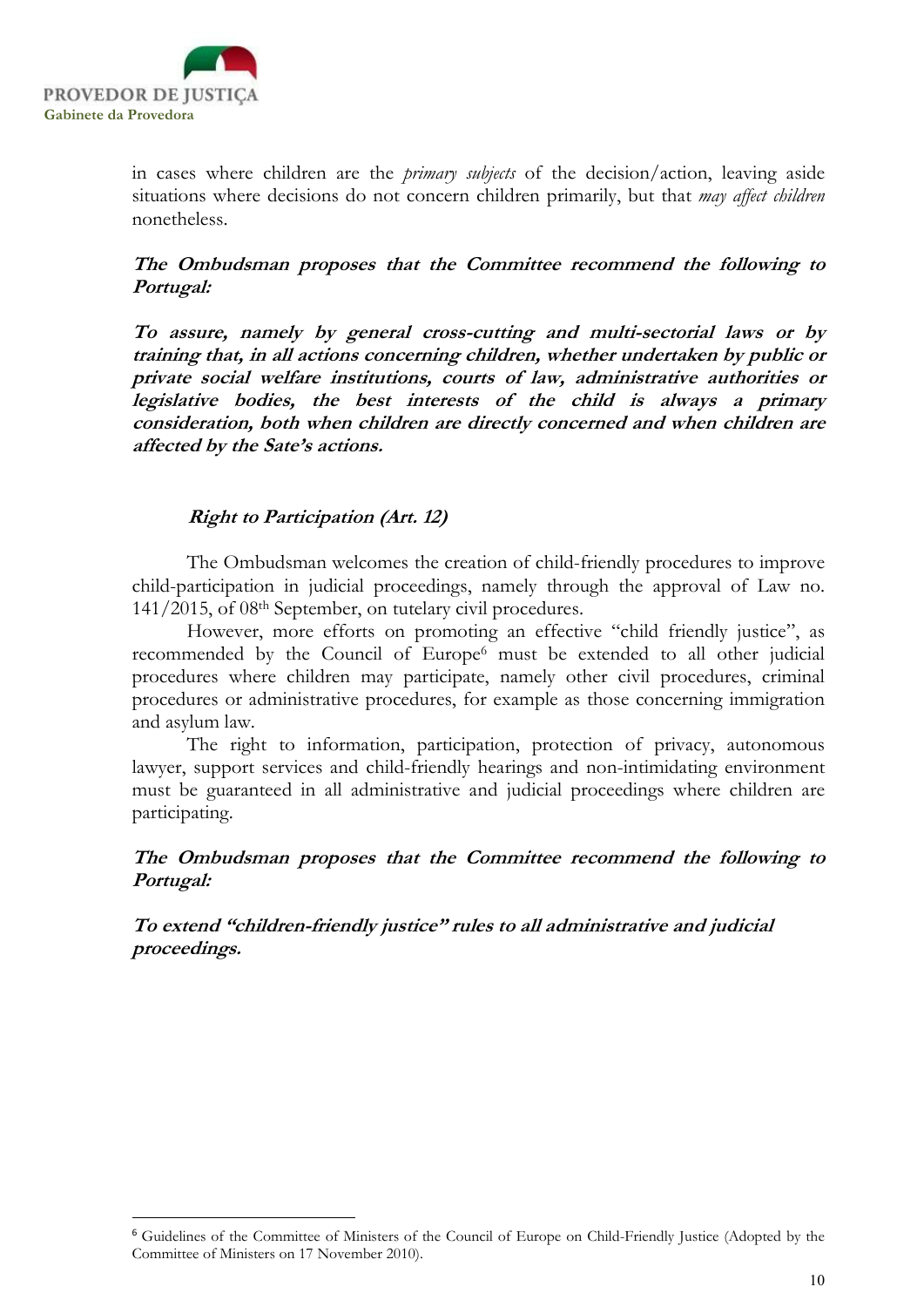in cases where children are the *primary subjects* of the decision/action, leaving aside situations where decisions do not concern children primarily, but that *may affect children* nonetheless.

***The Ombudsman proposes that the Committee recommend the following to Portugal:***

***To assure, namely by general cross-cutting and multi-sectorial laws or by training that, in all actions concerning children, whether undertaken by public or private social welfare institutions, courts of law, administrative authorities or legislative bodies, the best interests of the child is always a primary consideration, both when children are directly concerned and when children are affected by the Sate's actions.***

### ***Right to Participation (Art. 12)***

The Ombudsman welcomes the creation of child-friendly procedures to improve child-participation in judicial proceedings, namely through the approval of Law no. 141/2015, of 08th September, on tutelary civil procedures.

However, more efforts on promoting an effective "child friendly justice", as recommended by the Council of Europe[6] must be extended to all other judicial procedures where children may participate, namely other civil procedures, criminal procedures or administrative procedures, for example as those concerning immigration and asylum law.

The right to information, participation, protection of privacy, autonomous lawyer, support services and child-friendly hearings and non-intimidating environment must be guaranteed in all administrative and judicial proceedings where children are participating.

***The Ombudsman proposes that the Committee recommend the following to Portugal:***

***To extend "children-friendly justice" rules to all administrative and judicial proceedings.***

---

[6] Guidelines of the Committee of Ministers of the Council of Europe on Child-Friendly Justice (Adopted by the Committee of Ministers on 17 November 2010).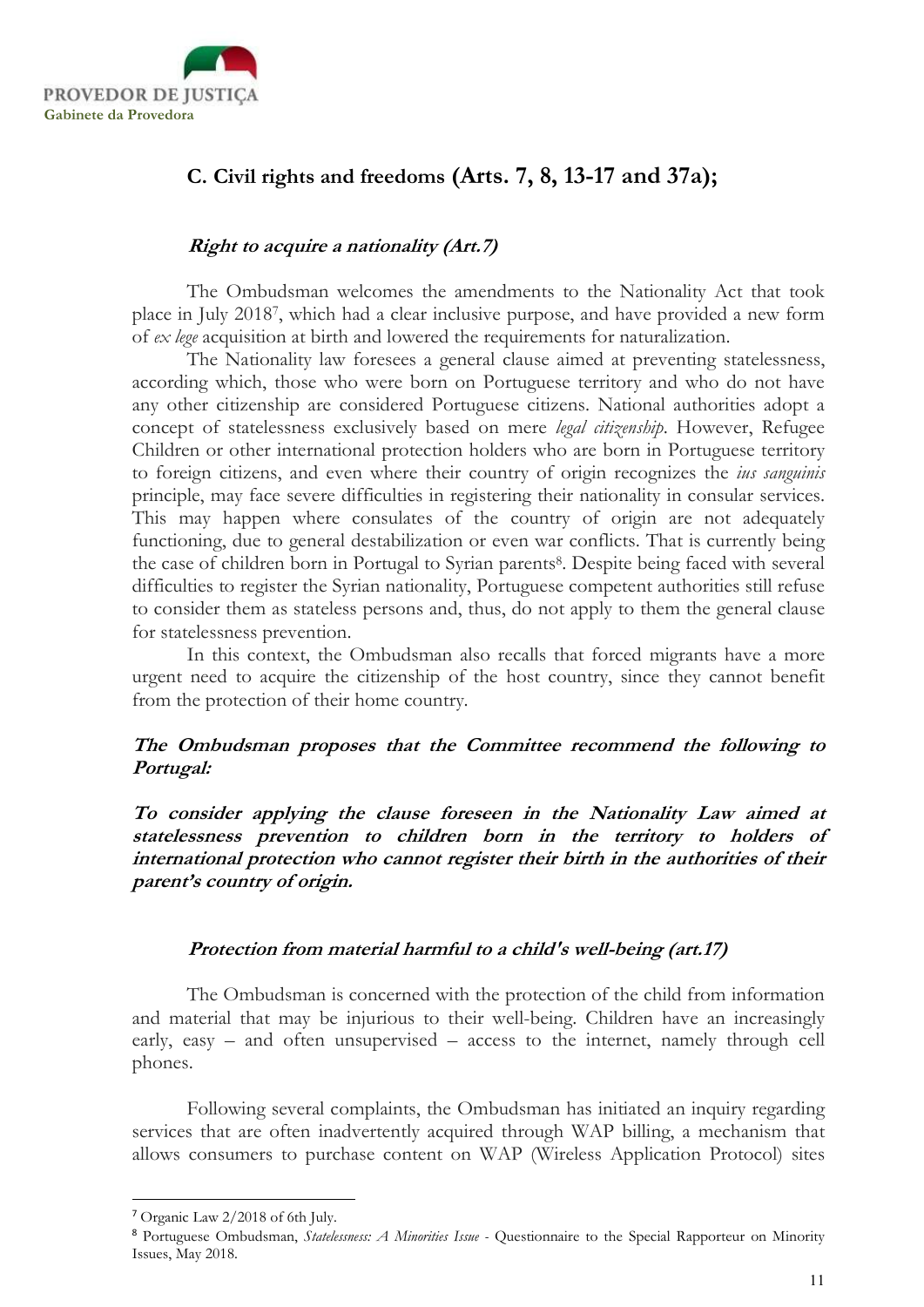## C. Civil rights and freedoms (Arts. 7, 8, 13-17 and 37a);

### *Right to acquire a nationality (Art.7)*

The Ombudsman welcomes the amendments to the Nationality Act that took place in July 2018[7], which had a clear inclusive purpose, and have provided a new form of *ex lege* acquisition at birth and lowered the requirements for naturalization.

The Nationality law foresees a general clause aimed at preventing statelessness, according which, those who were born on Portuguese territory and who do not have any other citizenship are considered Portuguese citizens. National authorities adopt a concept of statelessness exclusively based on mere *legal citizenship*. However, Refugee Children or other international protection holders who are born in Portuguese territory to foreign citizens, and even where their country of origin recognizes the *ius sanguinis* principle, may face severe difficulties in registering their nationality in consular services. This may happen where consulates of the country of origin are not adequately functioning, due to general destabilization or even war conflicts. That is currently being the case of children born in Portugal to Syrian parents[8]. Despite being faced with several difficulties to register the Syrian nationality, Portuguese competent authorities still refuse to consider them as stateless persons and, thus, do not apply to them the general clause for statelessness prevention.

In this context, the Ombudsman also recalls that forced migrants have a more urgent need to acquire the citizenship of the host country, since they cannot benefit from the protection of their home country.

***The Ombudsman proposes that the Committee recommend the following to Portugal:***

***To consider applying the clause foreseen in the Nationality Law aimed at statelessness prevention to children born in the territory to holders of international protection who cannot register their birth in the authorities of their parent's country of origin.***

### *Protection from material harmful to a child's well-being (art.17)*

The Ombudsman is concerned with the protection of the child from information and material that may be injurious to their well-being. Children have an increasingly early, easy – and often unsupervised – access to the internet, namely through cell phones.

Following several complaints, the Ombudsman has initiated an inquiry regarding services that are often inadvertently acquired through WAP billing, a mechanism that allows consumers to purchase content on WAP (Wireless Application Protocol) sites

---

[7] Organic Law 2/2018 of 6th July.

[8] Portuguese Ombudsman, *Statelessness: A Minorities Issue* - Questionnaire to the Special Rapporteur on Minority Issues, May 2018.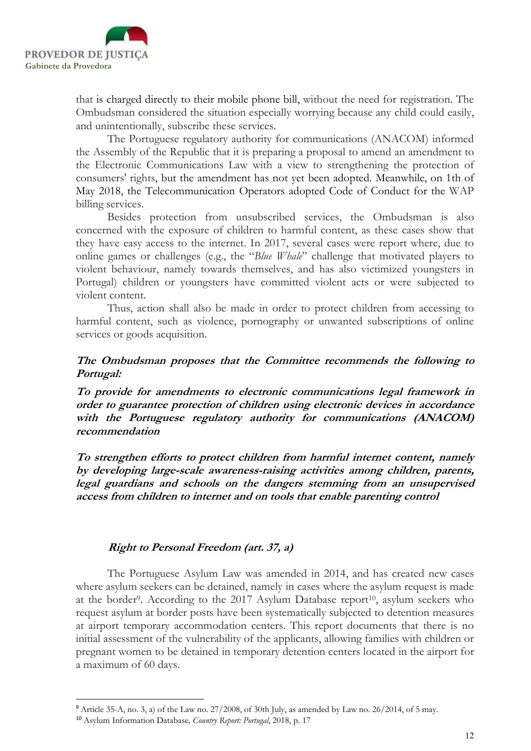that is charged directly to their mobile phone bill, without the need for registration. The Ombudsman considered the situation especially worrying because any child could easily, and unintentionally, subscribe these services.

The Portuguese regulatory authority for communications (ANACOM) informed the Assembly of the Republic that it is preparing a proposal to amend an amendment to the Electronic Communications Law with a view to strengthening the protection of consumers' rights, but the amendment has not yet been adopted. Meanwhile, on 1th of May 2018, the Telecommunication Operators adopted Code of Conduct for the WAP billing services.

Besides protection from unsubscribed services, the Ombudsman is also concerned with the exposure of children to harmful content, as these cases show that they have easy access to the internet. In 2017, several cases were report where, due to online games or challenges (e.g., the "*Blue Whale*" challenge that motivated players to violent behaviour, namely towards themselves, and has also victimized youngsters in Portugal) children or youngsters have committed violent acts or were subjected to violent content.

Thus, action shall also be made in order to protect children from accessing to harmful content, such as violence, pornography or unwanted subscriptions of online services or goods acquisition.

***The Ombudsman proposes that the Committee recommends the following to Portugal:***

***To provide for amendments to electronic communications legal framework in order to guarantee protection of children using electronic devices in accordance with the Portuguese regulatory authority for communications (ANACOM) recommendation***

***To strengthen efforts to protect children from harmful internet content, namely by developing large-scale awareness-raising activities among children, parents, legal guardians and schools on the dangers stemming from an unsupervised access from children to internet and on tools that enable parenting control***

### *Right to Personal Freedom (art. 37, a)*

The Portuguese Asylum Law was amended in 2014, and has created new cases where asylum seekers can be detained, namely in cases where the asylum request is made at the border[9]. According to the 2017 Asylum Database report[10], asylum seekers who request asylum at border posts have been systematically subjected to detention measures at airport temporary accommodation centers. This report documents that there is no initial assessment of the vulnerability of the applicants, allowing families with children or pregnant women to be detained in temporary detention centers located in the airport for a maximum of 60 days.

---

[9] Article 35-A, no. 3, a) of the Law no. 27/2008, of 30th July, as amended by Law no. 26/2014, of 5 may.

[10] Asylum Information Database*, Country Report: Portugal*, 2018, p. 17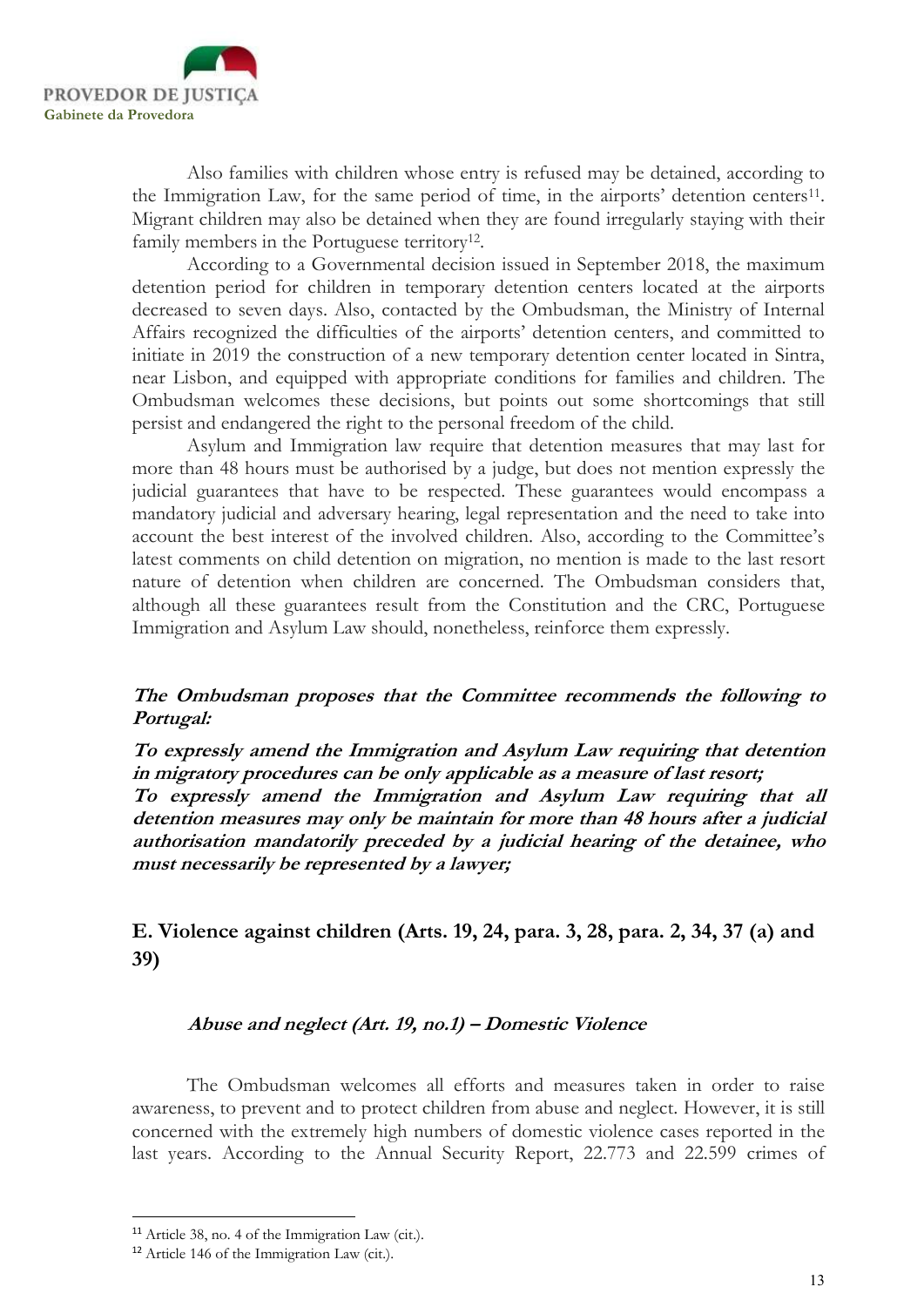Also families with children whose entry is refused may be detained, according to the Immigration Law, for the same period of time, in the airports' detention centers[11]. Migrant children may also be detained when they are found irregularly staying with their family members in the Portuguese territory[12].

According to a Governmental decision issued in September 2018, the maximum detention period for children in temporary detention centers located at the airports decreased to seven days. Also, contacted by the Ombudsman, the Ministry of Internal Affairs recognized the difficulties of the airports' detention centers, and committed to initiate in 2019 the construction of a new temporary detention center located in Sintra, near Lisbon, and equipped with appropriate conditions for families and children. The Ombudsman welcomes these decisions, but points out some shortcomings that still persist and endangered the right to the personal freedom of the child.

Asylum and Immigration law require that detention measures that may last for more than 48 hours must be authorised by a judge, but does not mention expressly the judicial guarantees that have to be respected. These guarantees would encompass a mandatory judicial and adversary hearing, legal representation and the need to take into account the best interest of the involved children. Also, according to the Committee's latest comments on child detention on migration, no mention is made to the last resort nature of detention when children are concerned. The Ombudsman considers that, although all these guarantees result from the Constitution and the CRC, Portuguese Immigration and Asylum Law should, nonetheless, reinforce them expressly.

***The Ombudsman proposes that the Committee recommends the following to Portugal:***

***To expressly amend the Immigration and Asylum Law requiring that detention in migratory procedures can be only applicable as a measure of last resort;***
***To expressly amend the Immigration and Asylum Law requiring that all detention measures may only be maintain for more than 48 hours after a judicial authorisation mandatorily preceded by a judicial hearing of the detainee, who must necessarily be represented by a lawyer;***

## E. Violence against children (Arts. 19, 24, para. 3, 28, para. 2, 34, 37 (a) and 39)

### *Abuse and neglect (Art. 19, no.1) – Domestic Violence*

The Ombudsman welcomes all efforts and measures taken in order to raise awareness, to prevent and to protect children from abuse and neglect. However, it is still concerned with the extremely high numbers of domestic violence cases reported in the last years. According to the Annual Security Report, 22.773 and 22.599 crimes of

---

[11] Article 38, no. 4 of the Immigration Law (cit.).

[12] Article 146 of the Immigration Law (cit.).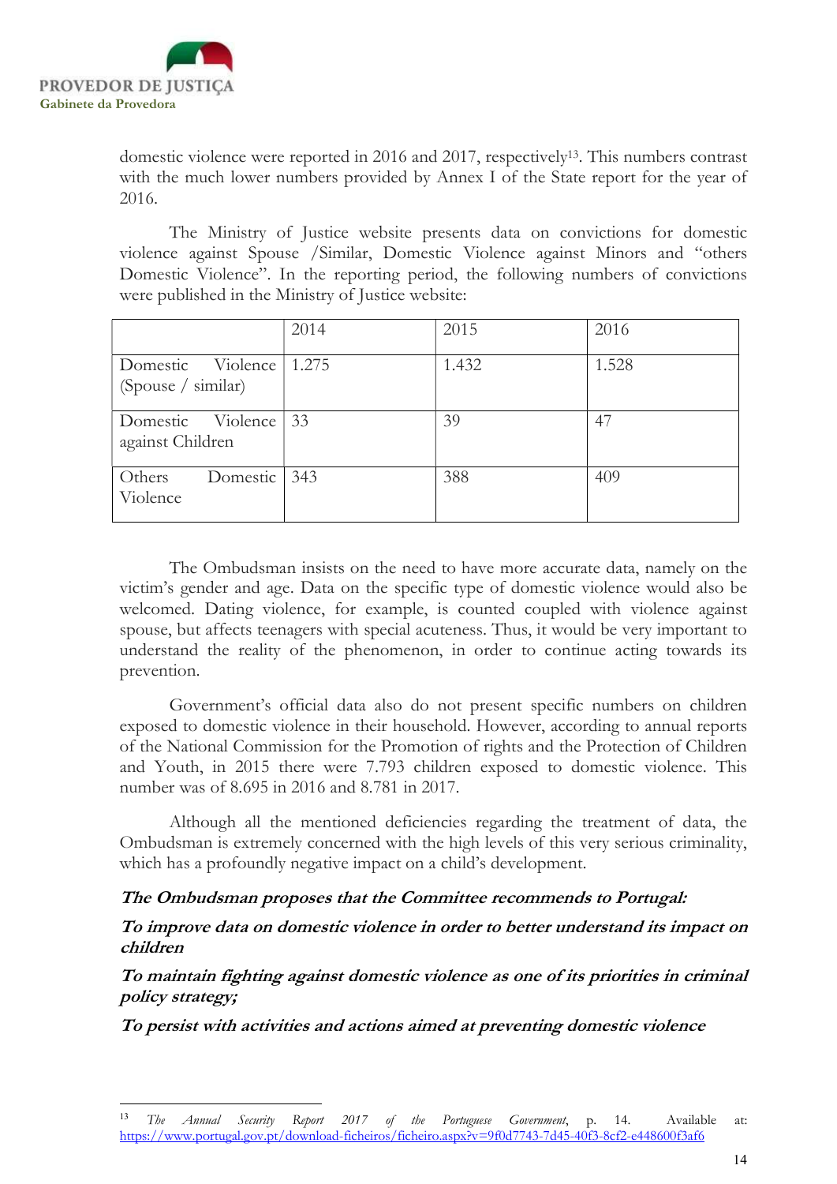domestic violence were reported in 2016 and 2017, respectively[13]. This numbers contrast with the much lower numbers provided by Annex I of the State report for the year of 2016.

The Ministry of Justice website presents data on convictions for domestic violence against Spouse /Similar, Domestic Violence against Minors and "others Domestic Violence". In the reporting period, the following numbers of convictions were published in the Ministry of Justice website:

| | 2014 | 2015 | 2016 |
|---|---|---|---|
| Domestic Violence (Spouse / similar) | 1.275 | 1.432 | 1.528 |
| Domestic Violence against Children | 33 | 39 | 47 |
| Others Domestic Violence | 343 | 388 | 409 |

The Ombudsman insists on the need to have more accurate data, namely on the victim's gender and age. Data on the specific type of domestic violence would also be welcomed. Dating violence, for example, is counted coupled with violence against spouse, but affects teenagers with special acuteness. Thus, it would be very important to understand the reality of the phenomenon, in order to continue acting towards its prevention.

Government's official data also do not present specific numbers on children exposed to domestic violence in their household. However, according to annual reports of the National Commission for the Promotion of rights and the Protection of Children and Youth, in 2015 there were 7.793 children exposed to domestic violence. This number was of 8.695 in 2016 and 8.781 in 2017.

Although all the mentioned deficiencies regarding the treatment of data, the Ombudsman is extremely concerned with the high levels of this very serious criminality, which has a profoundly negative impact on a child's development.

***The Ombudsman proposes that the Committee recommends to Portugal:***

***To improve data on domestic violence in order to better understand its impact on children***

***To maintain fighting against domestic violence as one of its priorities in criminal policy strategy;***

***To persist with activities and actions aimed at preventing domestic violence***

---

[13] *The Annual Security Report 2017 of the Portuguese Government*, p. 14. Available at: https://www.portugal.gov.pt/download-ficheiros/ficheiro.aspx?v=9f0d7743-7d45-40f3-8cf2-e448600f3af6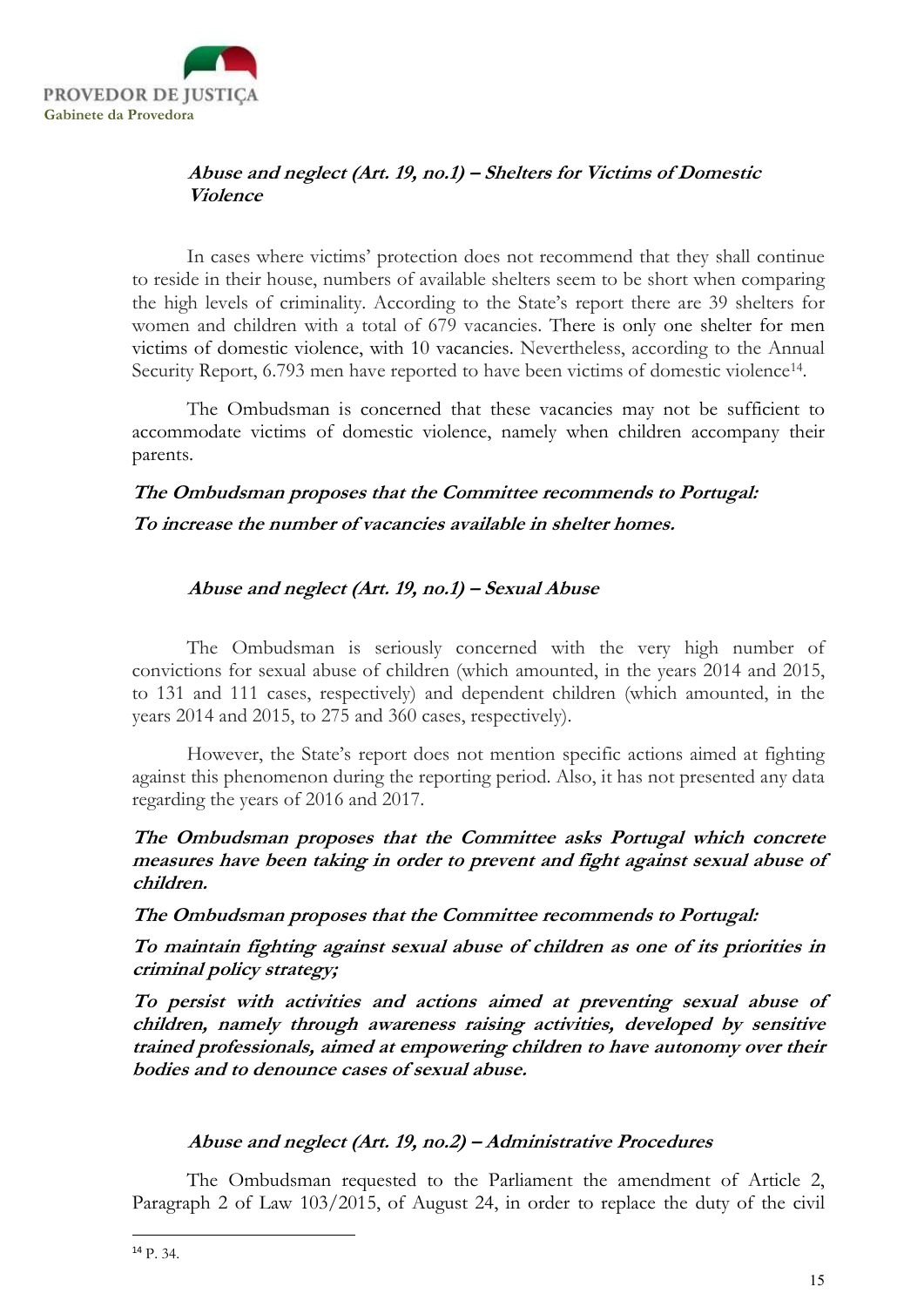### ***Abuse and neglect (Art. 19, no.1) – Shelters for Victims of Domestic Violence***

In cases where victims' protection does not recommend that they shall continue to reside in their house, numbers of available shelters seem to be short when comparing the high levels of criminality. According to the State's report there are 39 shelters for women and children with a total of 679 vacancies. There is only one shelter for men victims of domestic violence, with 10 vacancies. Nevertheless, according to the Annual Security Report, 6.793 men have reported to have been victims of domestic violence[14].

The Ombudsman is concerned that these vacancies may not be sufficient to accommodate victims of domestic violence, namely when children accompany their parents.

***The Ombudsman proposes that the Committee recommends to Portugal:***

***To increase the number of vacancies available in shelter homes.***

### ***Abuse and neglect (Art. 19, no.1) – Sexual Abuse***

The Ombudsman is seriously concerned with the very high number of convictions for sexual abuse of children (which amounted, in the years 2014 and 2015, to 131 and 111 cases, respectively) and dependent children (which amounted, in the years 2014 and 2015, to 275 and 360 cases, respectively).

However, the State's report does not mention specific actions aimed at fighting against this phenomenon during the reporting period. Also, it has not presented any data regarding the years of 2016 and 2017.

***The Ombudsman proposes that the Committee asks Portugal which concrete measures have been taking in order to prevent and fight against sexual abuse of children.***

***The Ombudsman proposes that the Committee recommends to Portugal:***

***To maintain fighting against sexual abuse of children as one of its priorities in criminal policy strategy;***

***To persist with activities and actions aimed at preventing sexual abuse of children, namely through awareness raising activities, developed by sensitive trained professionals, aimed at empowering children to have autonomy over their bodies and to denounce cases of sexual abuse.***

### ***Abuse and neglect (Art. 19, no.2) – Administrative Procedures***

The Ombudsman requested to the Parliament the amendment of Article 2, Paragraph 2 of Law 103/2015, of August 24, in order to replace the duty of the civil

---

[14] P. 34.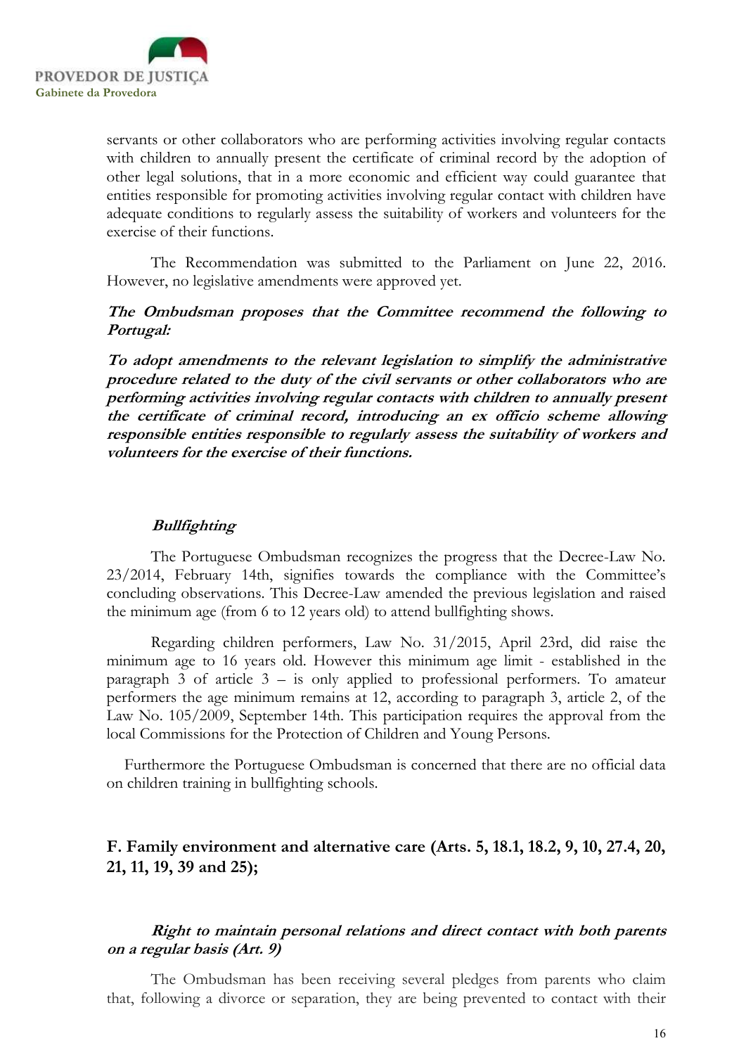servants or other collaborators who are performing activities involving regular contacts with children to annually present the certificate of criminal record by the adoption of other legal solutions, that in a more economic and efficient way could guarantee that entities responsible for promoting activities involving regular contact with children have adequate conditions to regularly assess the suitability of workers and volunteers for the exercise of their functions.

The Recommendation was submitted to the Parliament on June 22, 2016. However, no legislative amendments were approved yet.

***The Ombudsman proposes that the Committee recommend the following to Portugal:***

***To adopt amendments to the relevant legislation to simplify the administrative procedure related to the duty of the civil servants or other collaborators who are performing activities involving regular contacts with children to annually present the certificate of criminal record, introducing an ex officio scheme allowing responsible entities responsible to regularly assess the suitability of workers and volunteers for the exercise of their functions.***

***Bullfighting***

The Portuguese Ombudsman recognizes the progress that the Decree-Law No. 23/2014, February 14th, signifies towards the compliance with the Committee's concluding observations. This Decree-Law amended the previous legislation and raised the minimum age (from 6 to 12 years old) to attend bullfighting shows.

Regarding children performers, Law No. 31/2015, April 23rd, did raise the minimum age to 16 years old. However this minimum age limit - established in the paragraph 3 of article 3 – is only applied to professional performers. To amateur performers the age minimum remains at 12, according to paragraph 3, article 2, of the Law No. 105/2009, September 14th. This participation requires the approval from the local Commissions for the Protection of Children and Young Persons.

Furthermore the Portuguese Ombudsman is concerned that there are no official data on children training in bullfighting schools.

## F. Family environment and alternative care (Arts. 5, 18.1, 18.2, 9, 10, 27.4, 20, 21, 11, 19, 39 and 25);

***Right to maintain personal relations and direct contact with both parents on a regular basis (Art. 9)***

The Ombudsman has been receiving several pledges from parents who claim that, following a divorce or separation, they are being prevented to contact with their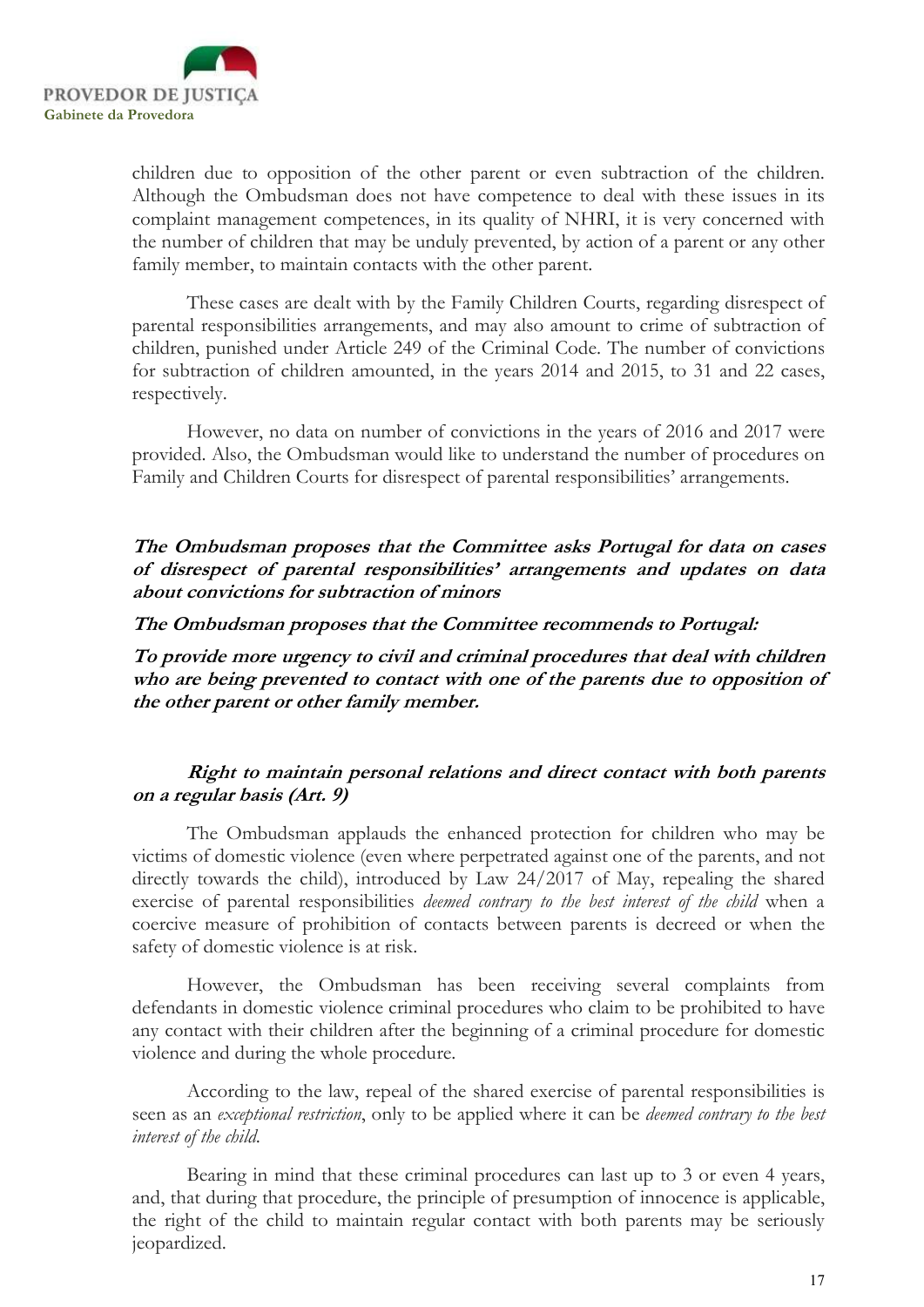children due to opposition of the other parent or even subtraction of the children. Although the Ombudsman does not have competence to deal with these issues in its complaint management competences, in its quality of NHRI, it is very concerned with the number of children that may be unduly prevented, by action of a parent or any other family member, to maintain contacts with the other parent.

These cases are dealt with by the Family Children Courts, regarding disrespect of parental responsibilities arrangements, and may also amount to crime of subtraction of children, punished under Article 249 of the Criminal Code. The number of convictions for subtraction of children amounted, in the years 2014 and 2015, to 31 and 22 cases, respectively.

However, no data on number of convictions in the years of 2016 and 2017 were provided. Also, the Ombudsman would like to understand the number of procedures on Family and Children Courts for disrespect of parental responsibilities' arrangements.

***The Ombudsman proposes that the Committee asks Portugal for data on cases of disrespect of parental responsibilities' arrangements and updates on data about convictions for subtraction of minors***

***The Ombudsman proposes that the Committee recommends to Portugal:***

***To provide more urgency to civil and criminal procedures that deal with children who are being prevented to contact with one of the parents due to opposition of the other parent or other family member.***

### ***Right to maintain personal relations and direct contact with both parents on a regular basis (Art. 9)***

The Ombudsman applauds the enhanced protection for children who may be victims of domestic violence (even where perpetrated against one of the parents, and not directly towards the child), introduced by Law 24/2017 of May, repealing the shared exercise of parental responsibilities *deemed contrary to the best interest of the child* when a coercive measure of prohibition of contacts between parents is decreed or when the safety of domestic violence is at risk.

However, the Ombudsman has been receiving several complaints from defendants in domestic violence criminal procedures who claim to be prohibited to have any contact with their children after the beginning of a criminal procedure for domestic violence and during the whole procedure.

According to the law, repeal of the shared exercise of parental responsibilities is seen as an *exceptional restriction*, only to be applied where it can be *deemed contrary to the best interest of the child.*

Bearing in mind that these criminal procedures can last up to 3 or even 4 years, and, that during that procedure, the principle of presumption of innocence is applicable, the right of the child to maintain regular contact with both parents may be seriously jeopardized.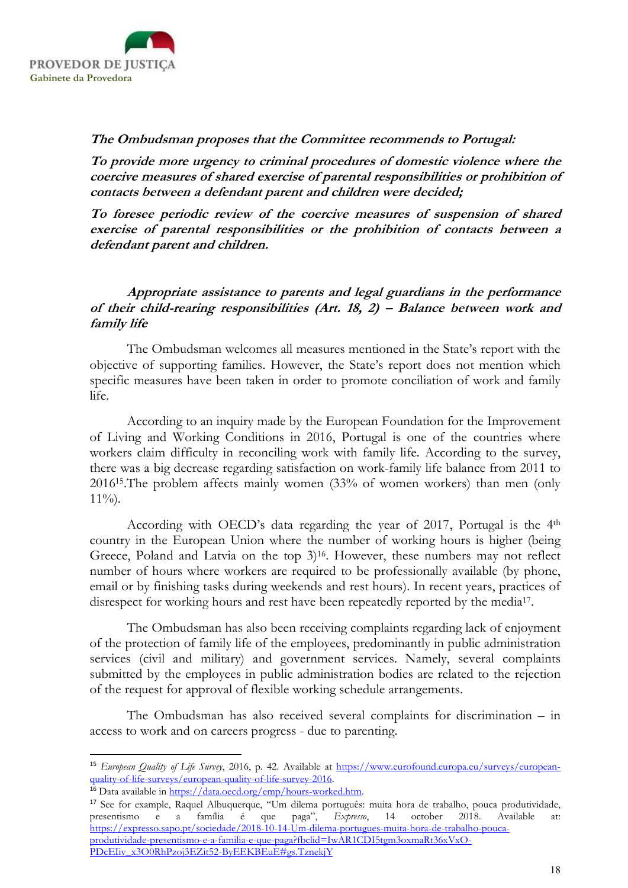***The Ombudsman proposes that the Committee recommends to Portugal:***

***To provide more urgency to criminal procedures of domestic violence where the coercive measures of shared exercise of parental responsibilities or prohibition of contacts between a defendant parent and children were decided;***

***To foresee periodic review of the coercive measures of suspension of shared exercise of parental responsibilities or the prohibition of contacts between a defendant parent and children.***

***Appropriate assistance to parents and legal guardians in the performance of their child-rearing responsibilities (Art. 18, 2) – Balance between work and family life***

The Ombudsman welcomes all measures mentioned in the State's report with the objective of supporting families. However, the State's report does not mention which specific measures have been taken in order to promote conciliation of work and family life.

According to an inquiry made by the European Foundation for the Improvement of Living and Working Conditions in 2016, Portugal is one of the countries where workers claim difficulty in reconciling work with family life. According to the survey, there was a big decrease regarding satisfaction on work-family life balance from 2011 to 2016[15].The problem affects mainly women (33% of women workers) than men (only 11%).

According with OECD's data regarding the year of 2017, Portugal is the 4th country in the European Union where the number of working hours is higher (being Greece, Poland and Latvia on the top 3)[16]. However, these numbers may not reflect number of hours where workers are required to be professionally available (by phone, email or by finishing tasks during weekends and rest hours). In recent years, practices of disrespect for working hours and rest have been repeatedly reported by the media[17].

The Ombudsman has also been receiving complaints regarding lack of enjoyment of the protection of family life of the employees, predominantly in public administration services (civil and military) and government services. Namely, several complaints submitted by the employees in public administration bodies are related to the rejection of the request for approval of flexible working schedule arrangements.

The Ombudsman has also received several complaints for discrimination – in access to work and on careers progress - due to parenting.

---

[15] *European Quality of Life Survey*, 2016, p. 42. Available at https://www.eurofound.europa.eu/surveys/european-quality-of-life-surveys/european-quality-of-life-survey-2016.

[16] Data available in https://data.oecd.org/emp/hours-worked.htm.

[17] See for example, Raquel Albuquerque, "Um dilema português: muita hora de trabalho, pouca produtividade, presentismo e a família é que paga", *Expresso*, 14 october 2018. Available at: https://expresso.sapo.pt/sociedade/2018-10-14-Um-dilema-portugues-muita-hora-de-trabalho-pouca-produtividade-presentismo-e-a-familia-e-que-paga?fbclid=IwAR1CDI5tgm3oxmaRt36xVxO-PDcEIiv_x3O0RhPzoj3EZit52-ByEEKBEuE#gs.TznekjY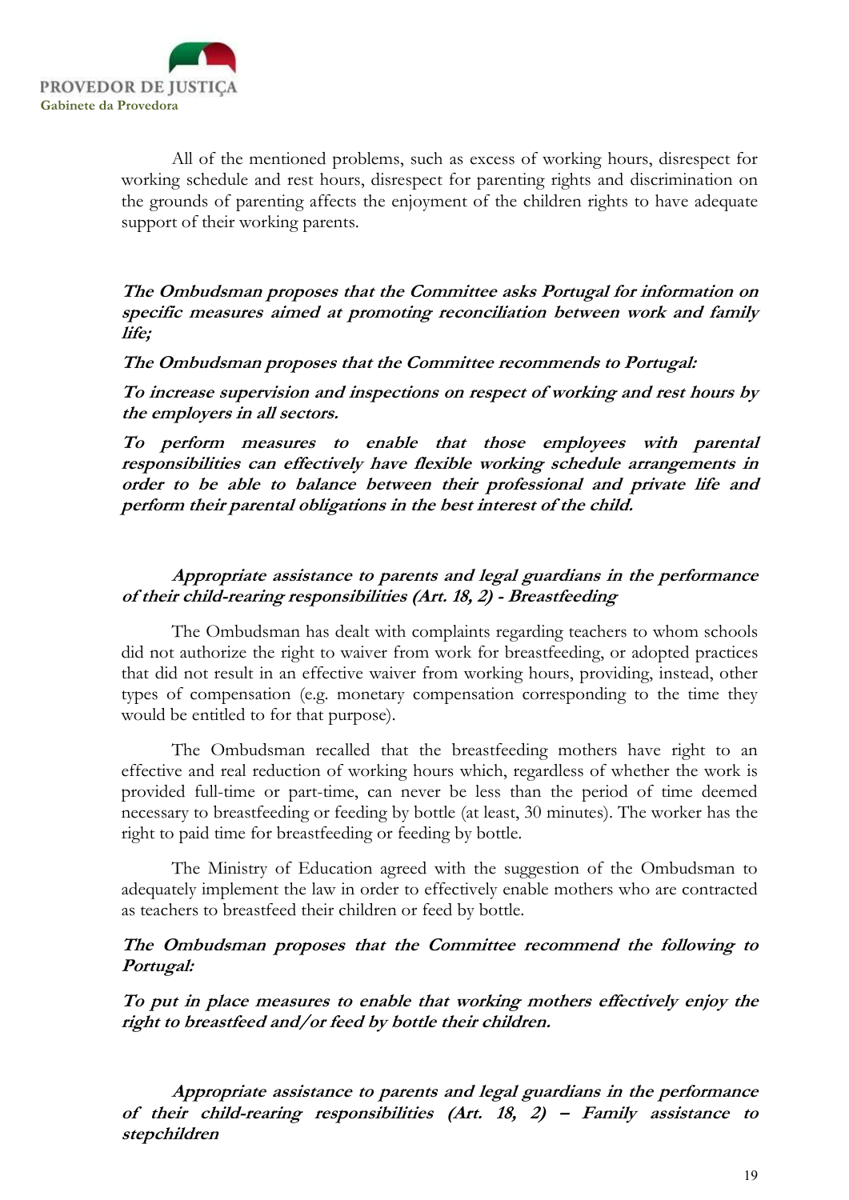All of the mentioned problems, such as excess of working hours, disrespect for working schedule and rest hours, disrespect for parenting rights and discrimination on the grounds of parenting affects the enjoyment of the children rights to have adequate support of their working parents.

***The Ombudsman proposes that the Committee asks Portugal for information on specific measures aimed at promoting reconciliation between work and family life;***

***The Ombudsman proposes that the Committee recommends to Portugal:***

***To increase supervision and inspections on respect of working and rest hours by the employers in all sectors.***

***To perform measures to enable that those employees with parental responsibilities can effectively have flexible working schedule arrangements in order to be able to balance between their professional and private life and perform their parental obligations in the best interest of the child.***

### *Appropriate assistance to parents and legal guardians in the performance of their child-rearing responsibilities (Art. 18, 2) - Breastfeeding*

The Ombudsman has dealt with complaints regarding teachers to whom schools did not authorize the right to waiver from work for breastfeeding, or adopted practices that did not result in an effective waiver from working hours, providing, instead, other types of compensation (e.g. monetary compensation corresponding to the time they would be entitled to for that purpose).

The Ombudsman recalled that the breastfeeding mothers have right to an effective and real reduction of working hours which, regardless of whether the work is provided full-time or part-time, can never be less than the period of time deemed necessary to breastfeeding or feeding by bottle (at least, 30 minutes). The worker has the right to paid time for breastfeeding or feeding by bottle.

The Ministry of Education agreed with the suggestion of the Ombudsman to adequately implement the law in order to effectively enable mothers who are contracted as teachers to breastfeed their children or feed by bottle.

***The Ombudsman proposes that the Committee recommend the following to Portugal:***

***To put in place measures to enable that working mothers effectively enjoy the right to breastfeed and/or feed by bottle their children.***

### *Appropriate assistance to parents and legal guardians in the performance of their child-rearing responsibilities (Art. 18, 2) – Family assistance to stepchildren*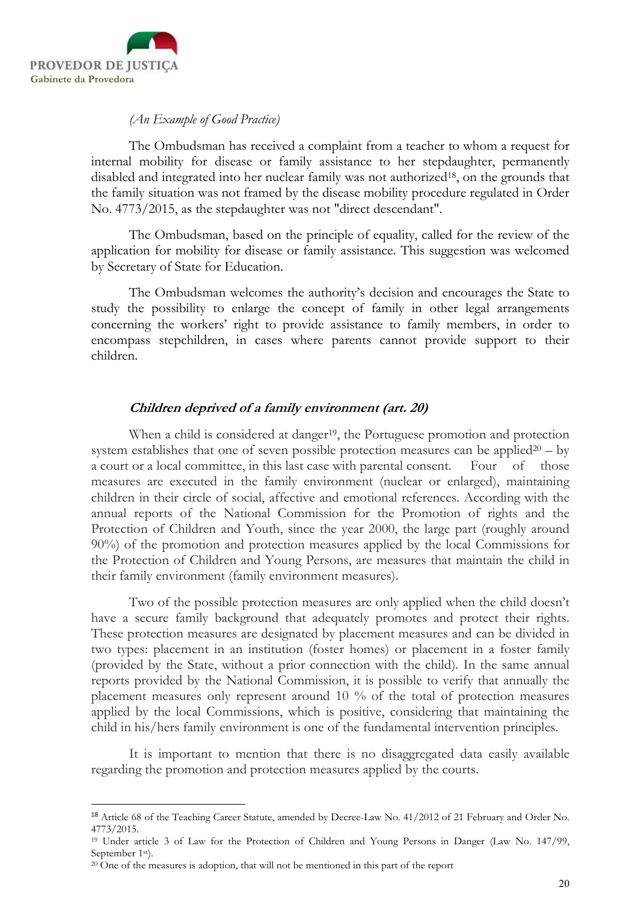*(An Example of Good Practice)*

The Ombudsman has received a complaint from a teacher to whom a request for internal mobility for disease or family assistance to her stepdaughter, permanently disabled and integrated into her nuclear family was not authorized[18], on the grounds that the family situation was not framed by the disease mobility procedure regulated in Order No. 4773/2015, as the stepdaughter was not "direct descendant".

The Ombudsman, based on the principle of equality, called for the review of the application for mobility for disease or family assistance. This suggestion was welcomed by Secretary of State for Education.

The Ombudsman welcomes the authority's decision and encourages the State to study the possibility to enlarge the concept of family in other legal arrangements concerning the workers' right to provide assistance to family members, in order to encompass stepchildren, in cases where parents cannot provide support to their children.

### *Children deprived of a family environment (art. 20)*

When a child is considered at danger[19], the Portuguese promotion and protection system establishes that one of seven possible protection measures can be applied[20] – by a court or a local committee, in this last case with parental consent. Four of those measures are executed in the family environment (nuclear or enlarged), maintaining children in their circle of social, affective and emotional references. According with the annual reports of the National Commission for the Promotion of rights and the Protection of Children and Youth, since the year 2000, the large part (roughly around 90%) of the promotion and protection measures applied by the local Commissions for the Protection of Children and Young Persons, are measures that maintain the child in their family environment (family environment measures).

Two of the possible protection measures are only applied when the child doesn't have a secure family background that adequately promotes and protect their rights. These protection measures are designated by placement measures and can be divided in two types: placement in an institution (foster homes) or placement in a foster family (provided by the State, without a prior connection with the child). In the same annual reports provided by the National Commission, it is possible to verify that annually the placement measures only represent around 10 % of the total of protection measures applied by the local Commissions, which is positive, considering that maintaining the child in his/hers family environment is one of the fundamental intervention principles.

It is important to mention that there is no disaggregated data easily available regarding the promotion and protection measures applied by the courts.

---

[18] Article 68 of the Teaching Career Statute, amended by Decree-Law No. 41/2012 of 21 February and Order No. 4773/2015.

[19] Under article 3 of Law for the Protection of Children and Young Persons in Danger (Law No. 147/99, September 1st).

[20] One of the measures is adoption, that will not be mentioned in this part of the report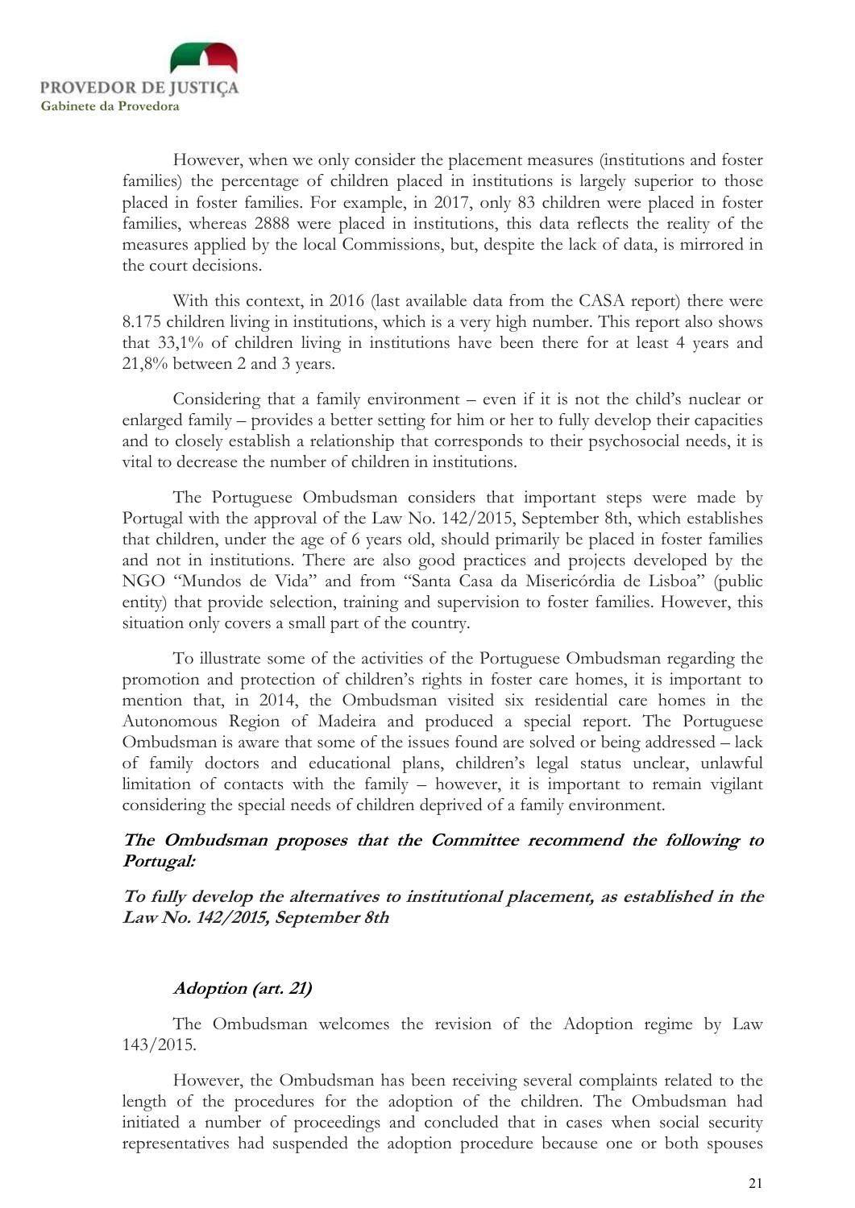However, when we only consider the placement measures (institutions and foster families) the percentage of children placed in institutions is largely superior to those placed in foster families. For example, in 2017, only 83 children were placed in foster families, whereas 2888 were placed in institutions, this data reflects the reality of the measures applied by the local Commissions, but, despite the lack of data, is mirrored in the court decisions.

With this context, in 2016 (last available data from the CASA report) there were 8.175 children living in institutions, which is a very high number. This report also shows that 33,1% of children living in institutions have been there for at least 4 years and 21,8% between 2 and 3 years.

Considering that a family environment – even if it is not the child's nuclear or enlarged family – provides a better setting for him or her to fully develop their capacities and to closely establish a relationship that corresponds to their psychosocial needs, it is vital to decrease the number of children in institutions.

The Portuguese Ombudsman considers that important steps were made by Portugal with the approval of the Law No. 142/2015, September 8th, which establishes that children, under the age of 6 years old, should primarily be placed in foster families and not in institutions. There are also good practices and projects developed by the NGO "Mundos de Vida" and from "Santa Casa da Misericórdia de Lisboa" (public entity) that provide selection, training and supervision to foster families. However, this situation only covers a small part of the country.

To illustrate some of the activities of the Portuguese Ombudsman regarding the promotion and protection of children's rights in foster care homes, it is important to mention that, in 2014, the Ombudsman visited six residential care homes in the Autonomous Region of Madeira and produced a special report. The Portuguese Ombudsman is aware that some of the issues found are solved or being addressed – lack of family doctors and educational plans, children's legal status unclear, unlawful limitation of contacts with the family – however, it is important to remain vigilant considering the special needs of children deprived of a family environment.

***The Ombudsman proposes that the Committee recommend the following to Portugal:***

***To fully develop the alternatives to institutional placement, as established in the Law No. 142/2015, September 8th***

### *Adoption (art. 21)*

The Ombudsman welcomes the revision of the Adoption regime by Law 143/2015.

However, the Ombudsman has been receiving several complaints related to the length of the procedures for the adoption of the children. The Ombudsman had initiated a number of proceedings and concluded that in cases when social security representatives had suspended the adoption procedure because one or both spouses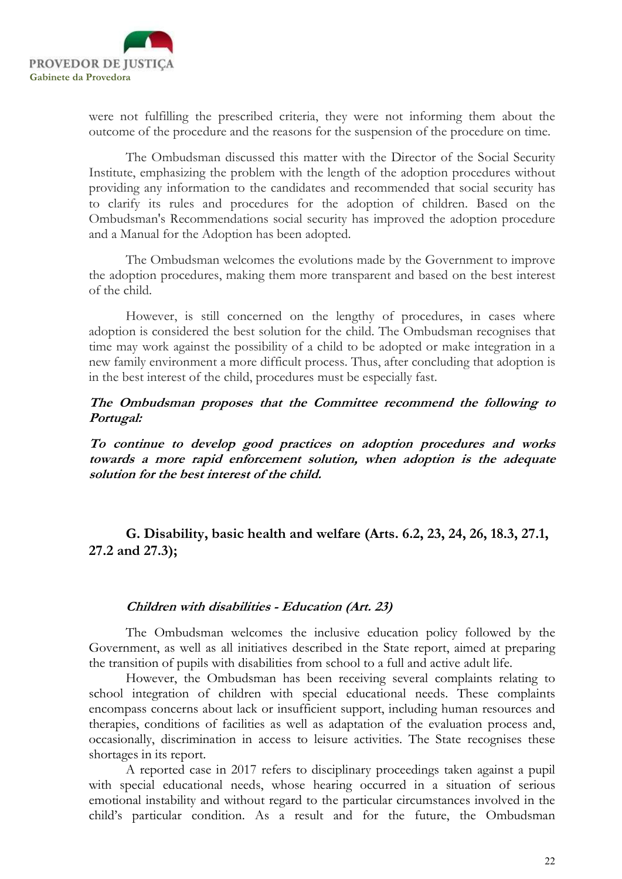were not fulfilling the prescribed criteria, they were not informing them about the outcome of the procedure and the reasons for the suspension of the procedure on time.

The Ombudsman discussed this matter with the Director of the Social Security Institute, emphasizing the problem with the length of the adoption procedures without providing any information to the candidates and recommended that social security has to clarify its rules and procedures for the adoption of children. Based on the Ombudsman's Recommendations social security has improved the adoption procedure and a Manual for the Adoption has been adopted.

The Ombudsman welcomes the evolutions made by the Government to improve the adoption procedures, making them more transparent and based on the best interest of the child.

However, is still concerned on the lengthy of procedures, in cases where adoption is considered the best solution for the child. The Ombudsman recognises that time may work against the possibility of a child to be adopted or make integration in a new family environment a more difficult process. Thus, after concluding that adoption is in the best interest of the child, procedures must be especially fast.

***The Ombudsman proposes that the Committee recommend the following to Portugal:***

***To continue to develop good practices on adoption procedures and works towards a more rapid enforcement solution, when adoption is the adequate solution for the best interest of the child.***

## G. Disability, basic health and welfare (Arts. 6.2, 23, 24, 26, 18.3, 27.1, 27.2 and 27.3);

### *Children with disabilities - Education (Art. 23)*

The Ombudsman welcomes the inclusive education policy followed by the Government, as well as all initiatives described in the State report, aimed at preparing the transition of pupils with disabilities from school to a full and active adult life.

However, the Ombudsman has been receiving several complaints relating to school integration of children with special educational needs. These complaints encompass concerns about lack or insufficient support, including human resources and therapies, conditions of facilities as well as adaptation of the evaluation process and, occasionally, discrimination in access to leisure activities. The State recognises these shortages in its report.

A reported case in 2017 refers to disciplinary proceedings taken against a pupil with special educational needs, whose hearing occurred in a situation of serious emotional instability and without regard to the particular circumstances involved in the child's particular condition. As a result and for the future, the Ombudsman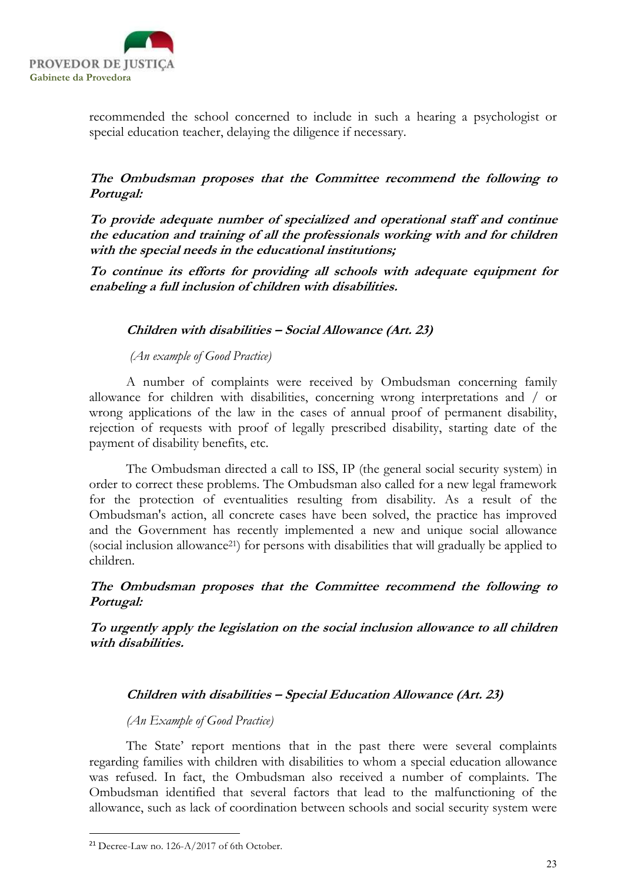recommended the school concerned to include in such a hearing a psychologist or special education teacher, delaying the diligence if necessary.

***The Ombudsman proposes that the Committee recommend the following to Portugal:***

***To provide adequate number of specialized and operational staff and continue the education and training of all the professionals working with and for children with the special needs in the educational institutions;***

***To continue its efforts for providing all schools with adequate equipment for enabeling a full inclusion of children with disabilities.***

### *Children with disabilities – Social Allowance (Art. 23)*

*(An example of Good Practice)*

A number of complaints were received by Ombudsman concerning family allowance for children with disabilities, concerning wrong interpretations and / or wrong applications of the law in the cases of annual proof of permanent disability, rejection of requests with proof of legally prescribed disability, starting date of the payment of disability benefits, etc.

The Ombudsman directed a call to ISS, IP (the general social security system) in order to correct these problems. The Ombudsman also called for a new legal framework for the protection of eventualities resulting from disability. As a result of the Ombudsman's action, all concrete cases have been solved, the practice has improved and the Government has recently implemented a new and unique social allowance (social inclusion allowance[21]) for persons with disabilities that will gradually be applied to children.

***The Ombudsman proposes that the Committee recommend the following to Portugal:***

***To urgently apply the legislation on the social inclusion allowance to all children with disabilities.***

### *Children with disabilities – Special Education Allowance (Art. 23)*

*(An Example of Good Practice)*

The State' report mentions that in the past there were several complaints regarding families with children with disabilities to whom a special education allowance was refused. In fact, the Ombudsman also received a number of complaints. The Ombudsman identified that several factors that lead to the malfunctioning of the allowance, such as lack of coordination between schools and social security system were

---

[21] Decree-Law no. 126-A/2017 of 6th October.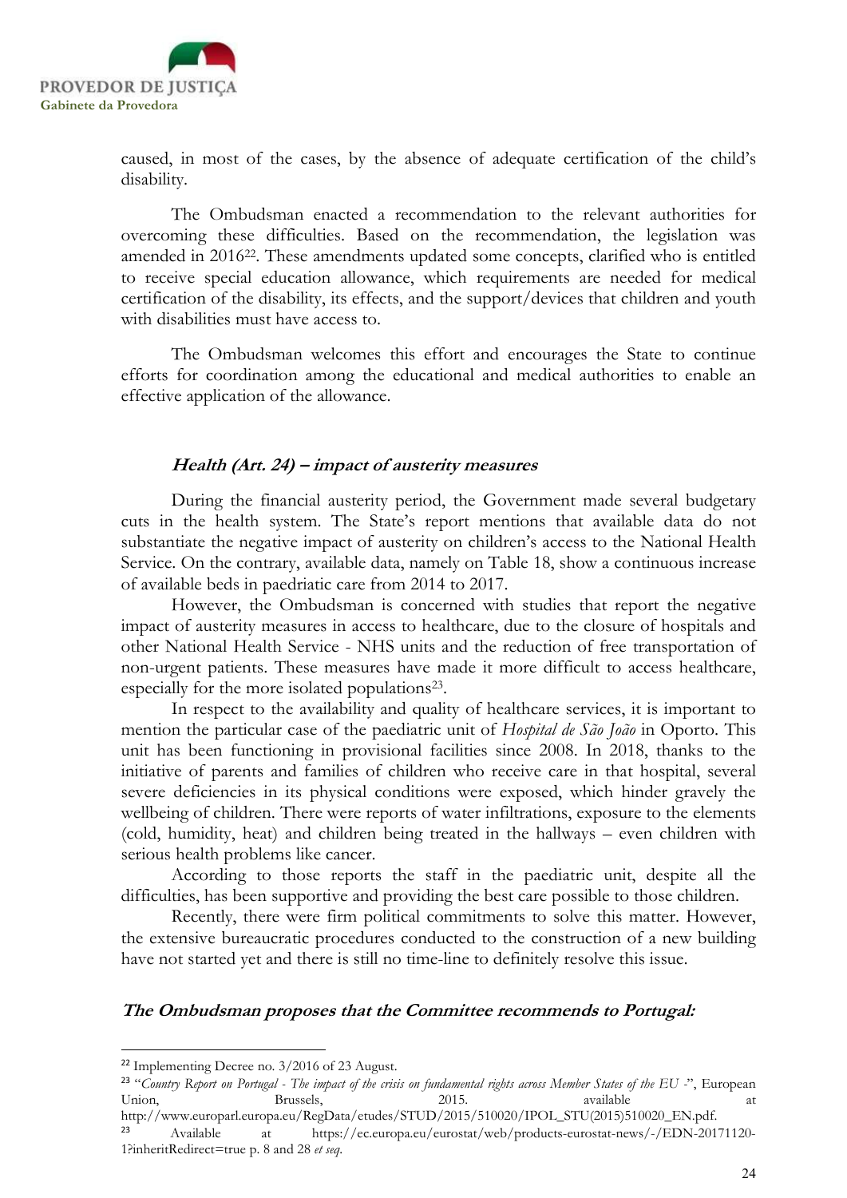caused, in most of the cases, by the absence of adequate certification of the child's disability.

The Ombudsman enacted a recommendation to the relevant authorities for overcoming these difficulties. Based on the recommendation, the legislation was amended in 2016[22]. These amendments updated some concepts, clarified who is entitled to receive special education allowance, which requirements are needed for medical certification of the disability, its effects, and the support/devices that children and youth with disabilities must have access to.

The Ombudsman welcomes this effort and encourages the State to continue efforts for coordination among the educational and medical authorities to enable an effective application of the allowance.

### *Health (Art. 24) – impact of austerity measures*

During the financial austerity period, the Government made several budgetary cuts in the health system. The State's report mentions that available data do not substantiate the negative impact of austerity on children's access to the National Health Service. On the contrary, available data, namely on Table 18, show a continuous increase of available beds in paedriatic care from 2014 to 2017.

However, the Ombudsman is concerned with studies that report the negative impact of austerity measures in access to healthcare, due to the closure of hospitals and other National Health Service - NHS units and the reduction of free transportation of non-urgent patients. These measures have made it more difficult to access healthcare, especially for the more isolated populations[23].

In respect to the availability and quality of healthcare services, it is important to mention the particular case of the paediatric unit of *Hospital de São João* in Oporto. This unit has been functioning in provisional facilities since 2008. In 2018, thanks to the initiative of parents and families of children who receive care in that hospital, several severe deficiencies in its physical conditions were exposed, which hinder gravely the wellbeing of children. There were reports of water infiltrations, exposure to the elements (cold, humidity, heat) and children being treated in the hallways – even children with serious health problems like cancer.

According to those reports the staff in the paediatric unit, despite all the difficulties, has been supportive and providing the best care possible to those children.

Recently, there were firm political commitments to solve this matter. However, the extensive bureaucratic procedures conducted to the construction of a new building have not started yet and there is still no time-line to definitely resolve this issue.

### *The Ombudsman proposes that the Committee recommends to Portugal:*

---

[22] Implementing Decree no. 3/2016 of 23 August.

[23] "*Country Report on Portugal - The impact of the crisis on fundamental rights across Member States of the EU -*", European Union, Brussels, 2015. available at http://www.europarl.europa.eu/RegData/etudes/STUD/2015/510020/IPOL_STU(2015)510020_EN.pdf.

[23] Available at https://ec.europa.eu/eurostat/web/products-eurostat-news/-/EDN-20171120-1?inheritRedirect=true p. 8 and 28 *et seq*.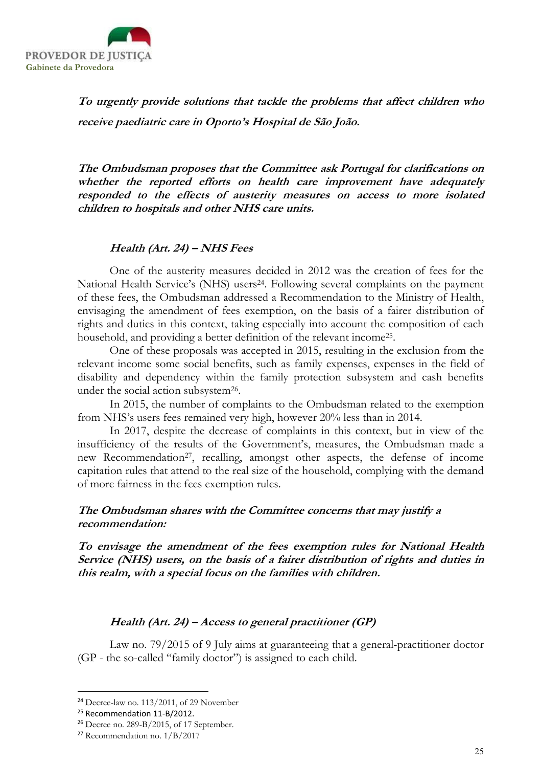***To urgently provide solutions that tackle the problems that affect children who receive paediatric care in Oporto's Hospital de São João.***

***The Ombudsman proposes that the Committee ask Portugal for clarifications on whether the reported efforts on health care improvement have adequately responded to the effects of austerity measures on access to more isolated children to hospitals and other NHS care units.***

### *Health (Art. 24) – NHS Fees*

One of the austerity measures decided in 2012 was the creation of fees for the National Health Service's (NHS) users[24]. Following several complaints on the payment of these fees, the Ombudsman addressed a Recommendation to the Ministry of Health, envisaging the amendment of fees exemption, on the basis of a fairer distribution of rights and duties in this context, taking especially into account the composition of each household, and providing a better definition of the relevant income[25].

One of these proposals was accepted in 2015, resulting in the exclusion from the relevant income some social benefits, such as family expenses, expenses in the field of disability and dependency within the family protection subsystem and cash benefits under the social action subsystem[26].

In 2015, the number of complaints to the Ombudsman related to the exemption from NHS's users fees remained very high, however 20% less than in 2014.

In 2017, despite the decrease of complaints in this context, but in view of the insufficiency of the results of the Government's, measures, the Ombudsman made a new Recommendation[27], recalling, amongst other aspects, the defense of income capitation rules that attend to the real size of the household, complying with the demand of more fairness in the fees exemption rules.

***The Ombudsman shares with the Committee concerns that may justify a recommendation:***

***To envisage the amendment of the fees exemption rules for National Health Service (NHS) users, on the basis of a fairer distribution of rights and duties in this realm, with a special focus on the families with children.***

### *Health (Art. 24) – Access to general practitioner (GP)*

Law no. 79/2015 of 9 July aims at guaranteeing that a general-practitioner doctor (GP - the so-called "family doctor") is assigned to each child.

---

[24] Decree-law no. 113/2011, of 29 November

[25] Recommendation 11-B/2012.

[26] Decree no. 289-B/2015, of 17 September.

[27] Recommendation no. 1/B/2017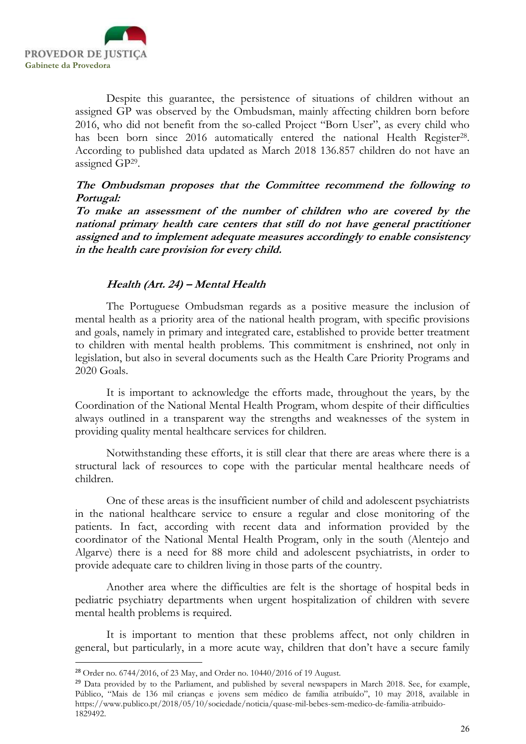Despite this guarantee, the persistence of situations of children without an assigned GP was observed by the Ombudsman, mainly affecting children born before 2016, who did not benefit from the so-called Project "Born User", as every child who has been born since 2016 automatically entered the national Health Register[28]. According to published data updated as March 2018 136.857 children do not have an assigned GP[29].

***The Ombudsman proposes that the Committee recommend the following to Portugal:***
***To make an assessment of the number of children who are covered by the national primary health care centers that still do not have general practitioner assigned and to implement adequate measures accordingly to enable consistency in the health care provision for every child.***

### *Health (Art. 24) – Mental Health*

The Portuguese Ombudsman regards as a positive measure the inclusion of mental health as a priority area of the national health program, with specific provisions and goals, namely in primary and integrated care, established to provide better treatment to children with mental health problems. This commitment is enshrined, not only in legislation, but also in several documents such as the Health Care Priority Programs and 2020 Goals.

It is important to acknowledge the efforts made, throughout the years, by the Coordination of the National Mental Health Program, whom despite of their difficulties always outlined in a transparent way the strengths and weaknesses of the system in providing quality mental healthcare services for children.

Notwithstanding these efforts, it is still clear that there are areas where there is a structural lack of resources to cope with the particular mental healthcare needs of children.

One of these areas is the insufficient number of child and adolescent psychiatrists in the national healthcare service to ensure a regular and close monitoring of the patients. In fact, according with recent data and information provided by the coordinator of the National Mental Health Program, only in the south (Alentejo and Algarve) there is a need for 88 more child and adolescent psychiatrists, in order to provide adequate care to children living in those parts of the country.

Another area where the difficulties are felt is the shortage of hospital beds in pediatric psychiatry departments when urgent hospitalization of children with severe mental health problems is required.

It is important to mention that these problems affect, not only children in general, but particularly, in a more acute way, children that don't have a secure family

---

[28] Order no. 6744/2016, of 23 May, and Order no. 10440/2016 of 19 August.

[29] Data provided by to the Parliament, and published by several newspapers in March 2018. See, for example, Público, "Mais de 136 mil crianças e jovens sem médico de família atribuído", 10 may 2018, available in https://www.publico.pt/2018/05/10/sociedade/noticia/quase-mil-bebes-sem-medico-de-familia-atribuido-1829492.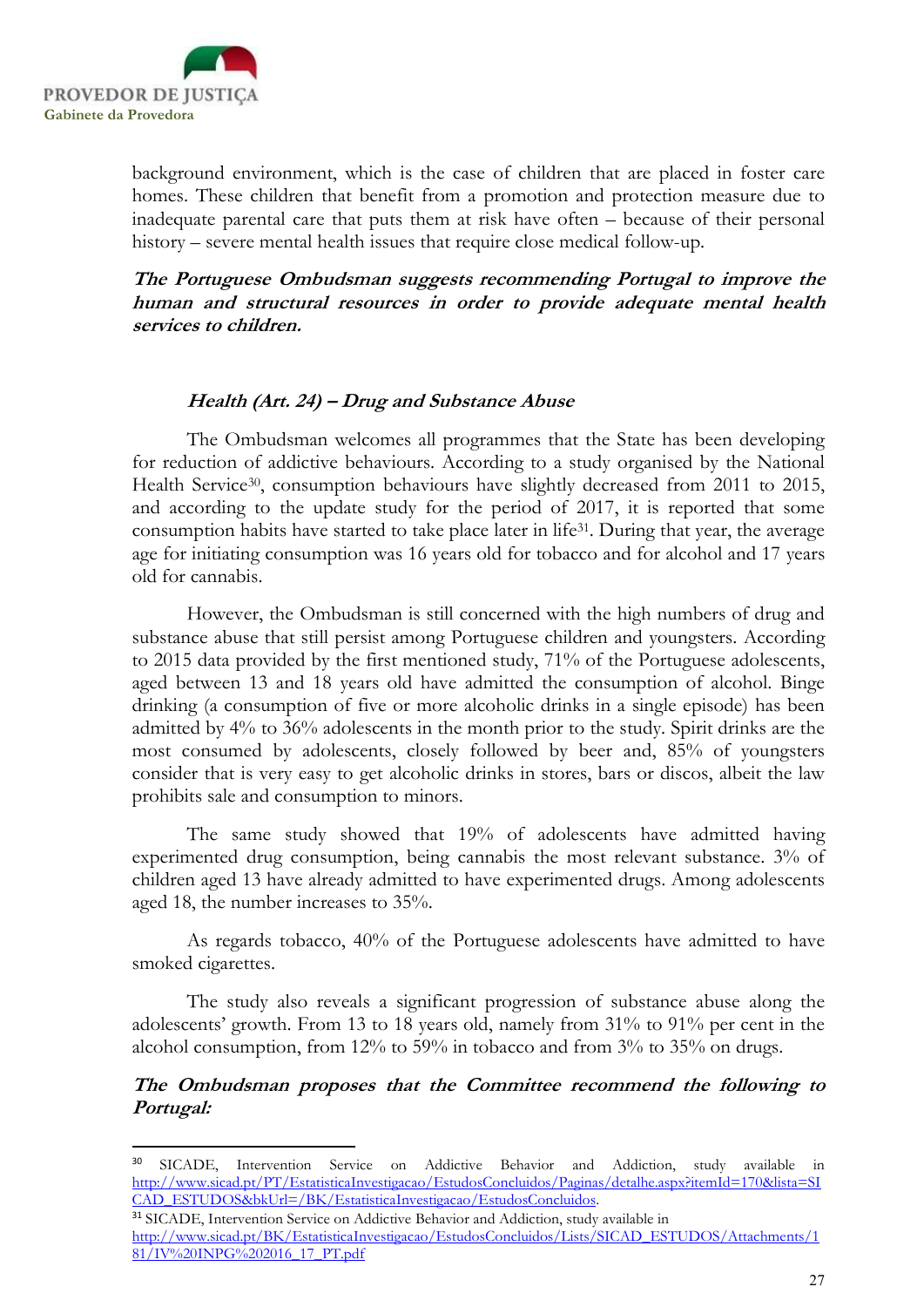background environment, which is the case of children that are placed in foster care homes. These children that benefit from a promotion and protection measure due to inadequate parental care that puts them at risk have often – because of their personal history – severe mental health issues that require close medical follow-up.

***The Portuguese Ombudsman suggests recommending Portugal to improve the human and structural resources in order to provide adequate mental health services to children.***

### *Health (Art. 24) – Drug and Substance Abuse*

The Ombudsman welcomes all programmes that the State has been developing for reduction of addictive behaviours. According to a study organised by the National Health Service[30], consumption behaviours have slightly decreased from 2011 to 2015, and according to the update study for the period of 2017, it is reported that some consumption habits have started to take place later in life[31]. During that year, the average age for initiating consumption was 16 years old for tobacco and for alcohol and 17 years old for cannabis.

However, the Ombudsman is still concerned with the high numbers of drug and substance abuse that still persist among Portuguese children and youngsters. According to 2015 data provided by the first mentioned study, 71% of the Portuguese adolescents, aged between 13 and 18 years old have admitted the consumption of alcohol. Binge drinking (a consumption of five or more alcoholic drinks in a single episode) has been admitted by 4% to 36% adolescents in the month prior to the study. Spirit drinks are the most consumed by adolescents, closely followed by beer and, 85% of youngsters consider that is very easy to get alcoholic drinks in stores, bars or discos, albeit the law prohibits sale and consumption to minors.

The same study showed that 19% of adolescents have admitted having experimented drug consumption, being cannabis the most relevant substance. 3% of children aged 13 have already admitted to have experimented drugs. Among adolescents aged 18, the number increases to 35%.

As regards tobacco, 40% of the Portuguese adolescents have admitted to have smoked cigarettes.

The study also reveals a significant progression of substance abuse along the adolescents' growth. From 13 to 18 years old, namely from 31% to 91% per cent in the alcohol consumption, from 12% to 59% in tobacco and from 3% to 35% on drugs.

***The Ombudsman proposes that the Committee recommend the following to Portugal:***

---

[30] SICADE, Intervention Service on Addictive Behavior and Addiction, study available in http://www.sicad.pt/PT/EstatisticaInvestigacao/EstudosConcluidos/Paginas/detalhe.aspx?itemId=170&lista=SICAD_ESTUDOS&bkUrl=/BK/EstatisticaInvestigacao/EstudosConcluidos.

[31] SICADE, Intervention Service on Addictive Behavior and Addiction, study available in http://www.sicad.pt/BK/EstatisticaInvestigacao/EstudosConcluidos/Lists/SICAD_ESTUDOS/Attachments/181/IV%20INPG%202016_17_PT.pdf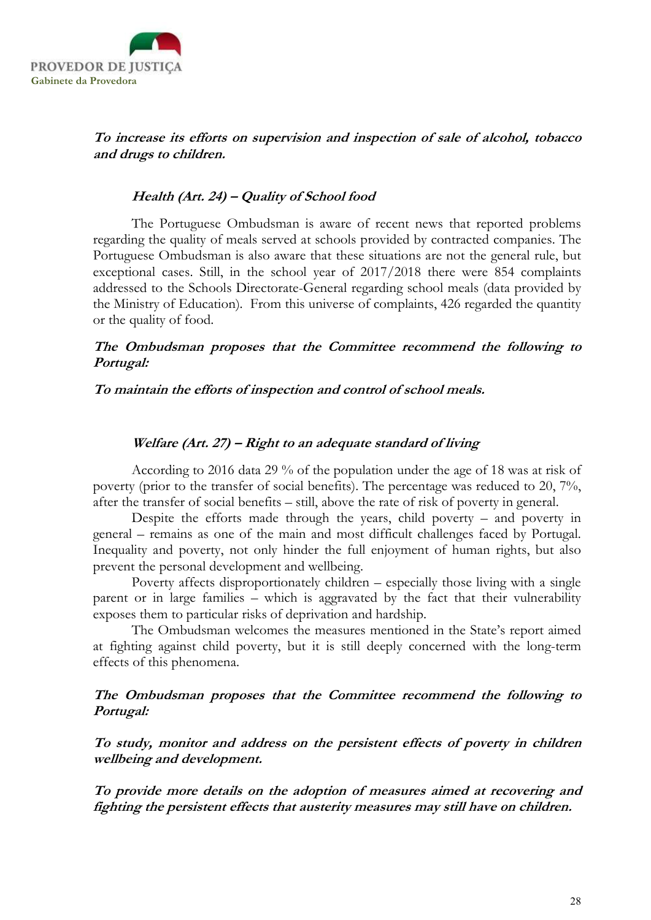***To increase its efforts on supervision and inspection of sale of alcohol, tobacco and drugs to children.***

### *Health (Art. 24) – Quality of School food*

The Portuguese Ombudsman is aware of recent news that reported problems regarding the quality of meals served at schools provided by contracted companies. The Portuguese Ombudsman is also aware that these situations are not the general rule, but exceptional cases. Still, in the school year of 2017/2018 there were 854 complaints addressed to the Schools Directorate-General regarding school meals (data provided by the Ministry of Education). From this universe of complaints, 426 regarded the quantity or the quality of food.

***The Ombudsman proposes that the Committee recommend the following to Portugal:***

***To maintain the efforts of inspection and control of school meals.***

### *Welfare (Art. 27) – Right to an adequate standard of living*

According to 2016 data 29 % of the population under the age of 18 was at risk of poverty (prior to the transfer of social benefits). The percentage was reduced to 20, 7%, after the transfer of social benefits – still, above the rate of risk of poverty in general.

Despite the efforts made through the years, child poverty – and poverty in general – remains as one of the main and most difficult challenges faced by Portugal. Inequality and poverty, not only hinder the full enjoyment of human rights, but also prevent the personal development and wellbeing.

Poverty affects disproportionately children – especially those living with a single parent or in large families – which is aggravated by the fact that their vulnerability exposes them to particular risks of deprivation and hardship.

The Ombudsman welcomes the measures mentioned in the State's report aimed at fighting against child poverty, but it is still deeply concerned with the long-term effects of this phenomena.

***The Ombudsman proposes that the Committee recommend the following to Portugal:***

***To study, monitor and address on the persistent effects of poverty in children wellbeing and development.***

***To provide more details on the adoption of measures aimed at recovering and fighting the persistent effects that austerity measures may still have on children.***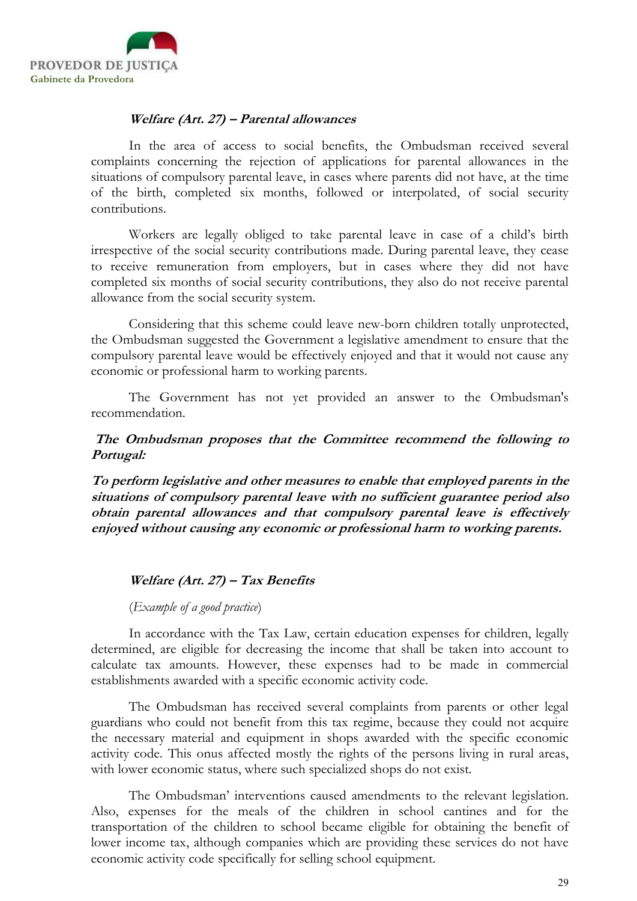### *Welfare (Art. 27) – Parental allowances*

In the area of access to social benefits, the Ombudsman received several complaints concerning the rejection of applications for parental allowances in the situations of compulsory parental leave, in cases where parents did not have, at the time of the birth, completed six months, followed or interpolated, of social security contributions.

Workers are legally obliged to take parental leave in case of a child's birth irrespective of the social security contributions made. During parental leave, they cease to receive remuneration from employers, but in cases where they did not have completed six months of social security contributions, they also do not receive parental allowance from the social security system.

Considering that this scheme could leave new-born children totally unprotected, the Ombudsman suggested the Government a legislative amendment to ensure that the compulsory parental leave would be effectively enjoyed and that it would not cause any economic or professional harm to working parents.

The Government has not yet provided an answer to the Ombudsman's recommendation.

***The Ombudsman proposes that the Committee recommend the following to Portugal:***

***To perform legislative and other measures to enable that employed parents in the situations of compulsory parental leave with no sufficient guarantee period also obtain parental allowances and that compulsory parental leave is effectively enjoyed without causing any economic or professional harm to working parents.***

### *Welfare (Art. 27) – Tax Benefits*

(*Example of a good practice*)

In accordance with the Tax Law, certain education expenses for children, legally determined, are eligible for decreasing the income that shall be taken into account to calculate tax amounts. However, these expenses had to be made in commercial establishments awarded with a specific economic activity code.

The Ombudsman has received several complaints from parents or other legal guardians who could not benefit from this tax regime, because they could not acquire the necessary material and equipment in shops awarded with the specific economic activity code. This onus affected mostly the rights of the persons living in rural areas, with lower economic status, where such specialized shops do not exist.

The Ombudsman' interventions caused amendments to the relevant legislation. Also, expenses for the meals of the children in school cantines and for the transportation of the children to school became eligible for obtaining the benefit of lower income tax, although companies which are providing these services do not have economic activity code specifically for selling school equipment.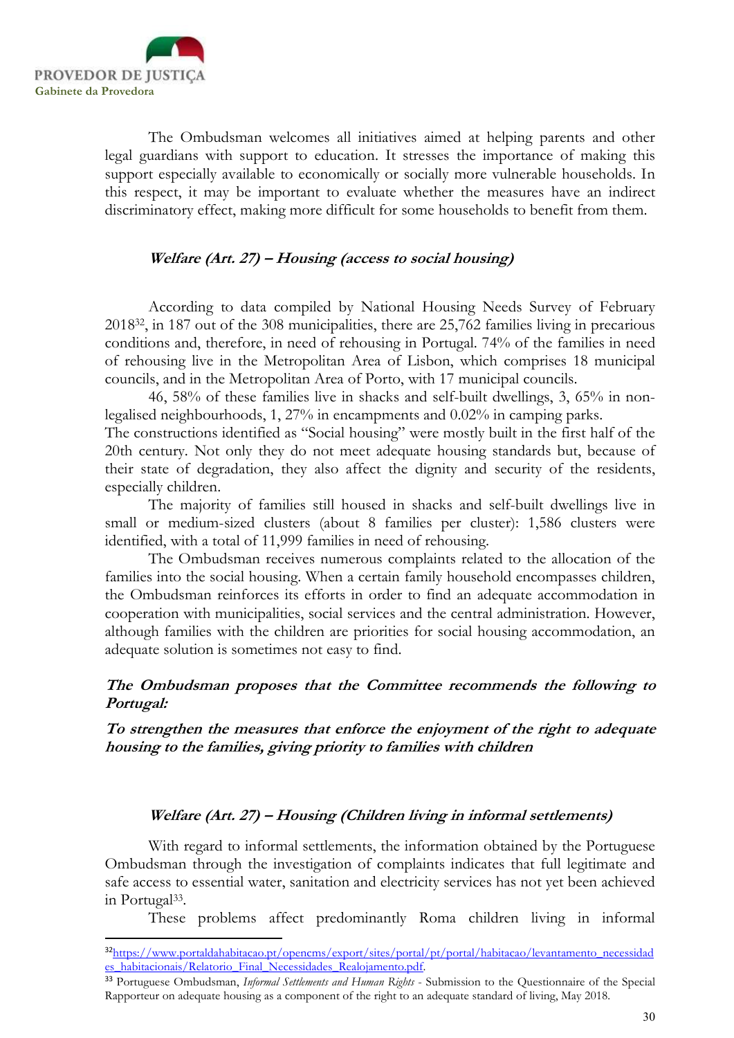The Ombudsman welcomes all initiatives aimed at helping parents and other legal guardians with support to education. It stresses the importance of making this support especially available to economically or socially more vulnerable households. In this respect, it may be important to evaluate whether the measures have an indirect discriminatory effect, making more difficult for some households to benefit from them.

### *Welfare (Art. 27) – Housing (access to social housing)*

According to data compiled by National Housing Needs Survey of February 2018[32], in 187 out of the 308 municipalities, there are 25,762 families living in precarious conditions and, therefore, in need of rehousing in Portugal. 74% of the families in need of rehousing live in the Metropolitan Area of Lisbon, which comprises 18 municipal councils, and in the Metropolitan Area of Porto, with 17 municipal councils.

46, 58% of these families live in shacks and self-built dwellings, 3, 65% in non-legalised neighbourhoods, 1, 27% in encampments and 0.02% in camping parks.

The constructions identified as "Social housing" were mostly built in the first half of the 20th century. Not only they do not meet adequate housing standards but, because of their state of degradation, they also affect the dignity and security of the residents, especially children.

The majority of families still housed in shacks and self-built dwellings live in small or medium-sized clusters (about 8 families per cluster): 1,586 clusters were identified, with a total of 11,999 families in need of rehousing.

The Ombudsman receives numerous complaints related to the allocation of the families into the social housing. When a certain family household encompasses children, the Ombudsman reinforces its efforts in order to find an adequate accommodation in cooperation with municipalities, social services and the central administration. However, although families with the children are priorities for social housing accommodation, an adequate solution is sometimes not easy to find.

***The Ombudsman proposes that the Committee recommends the following to Portugal:***

***To strengthen the measures that enforce the enjoyment of the right to adequate housing to the families, giving priority to families with children***

### *Welfare (Art. 27) – Housing (Children living in informal settlements)*

With regard to informal settlements, the information obtained by the Portuguese Ombudsman through the investigation of complaints indicates that full legitimate and safe access to essential water, sanitation and electricity services has not yet been achieved in Portugal[33].

These problems affect predominantly Roma children living in informal

---

[32] https://www.portaldahabitacao.pt/opencms/export/sites/portal/pt/portal/habitacao/levantamento_necessidades_habitacionais/Relatorio_Final_Necessidades_Realojamento.pdf.

[33] Portuguese Ombudsman, *Informal Settlements and Human Rights* - Submission to the Questionnaire of the Special Rapporteur on adequate housing as a component of the right to an adequate standard of living, May 2018.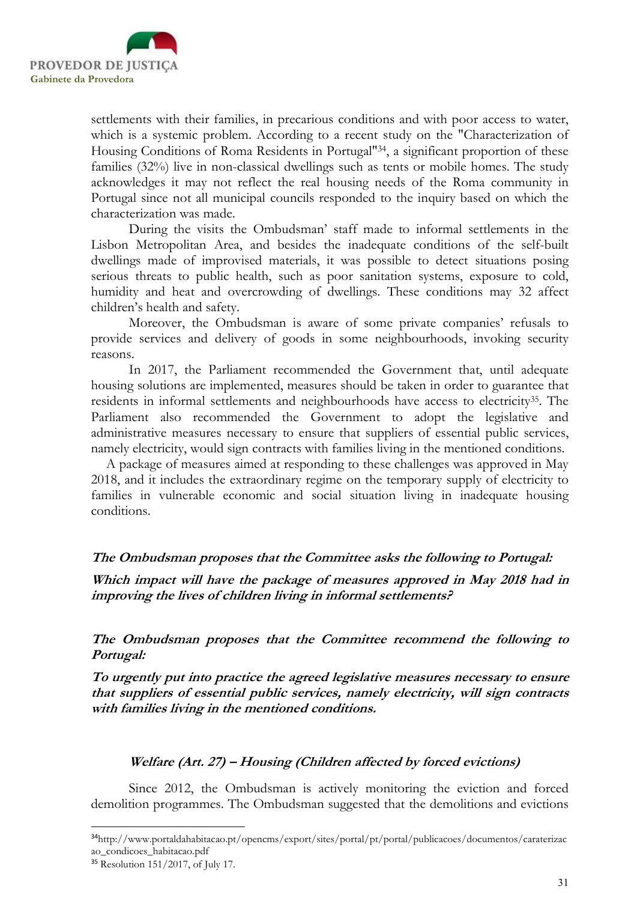settlements with their families, in precarious conditions and with poor access to water, which is a systemic problem. According to a recent study on the "Characterization of Housing Conditions of Roma Residents in Portugal"[34], a significant proportion of these families (32%) live in non-classical dwellings such as tents or mobile homes. The study acknowledges it may not reflect the real housing needs of the Roma community in Portugal since not all municipal councils responded to the inquiry based on which the characterization was made.

During the visits the Ombudsman' staff made to informal settlements in the Lisbon Metropolitan Area, and besides the inadequate conditions of the self-built dwellings made of improvised materials, it was possible to detect situations posing serious threats to public health, such as poor sanitation systems, exposure to cold, humidity and heat and overcrowding of dwellings. These conditions may 32 affect children's health and safety.

Moreover, the Ombudsman is aware of some private companies' refusals to provide services and delivery of goods in some neighbourhoods, invoking security reasons.

In 2017, the Parliament recommended the Government that, until adequate housing solutions are implemented, measures should be taken in order to guarantee that residents in informal settlements and neighbourhoods have access to electricity[35]. The Parliament also recommended the Government to adopt the legislative and administrative measures necessary to ensure that suppliers of essential public services, namely electricity, would sign contracts with families living in the mentioned conditions.

A package of measures aimed at responding to these challenges was approved in May 2018, and it includes the extraordinary regime on the temporary supply of electricity to families in vulnerable economic and social situation living in inadequate housing conditions.

***The Ombudsman proposes that the Committee asks the following to Portugal:***

***Which impact will have the package of measures approved in May 2018 had in improving the lives of children living in informal settlements?***

***The Ombudsman proposes that the Committee recommend the following to Portugal:***

***To urgently put into practice the agreed legislative measures necessary to ensure that suppliers of essential public services, namely electricity, will sign contracts with families living in the mentioned conditions.***

### *Welfare (Art. 27) – Housing (Children affected by forced evictions)*

Since 2012, the Ombudsman is actively monitoring the eviction and forced demolition programmes. The Ombudsman suggested that the demolitions and evictions

---

[34] http://www.portaldahabitacao.pt/opencms/export/sites/portal/pt/portal/publicacoes/documentos/caraterizacao_condicoes_habitacao.pdf

[35] Resolution 151/2017, of July 17.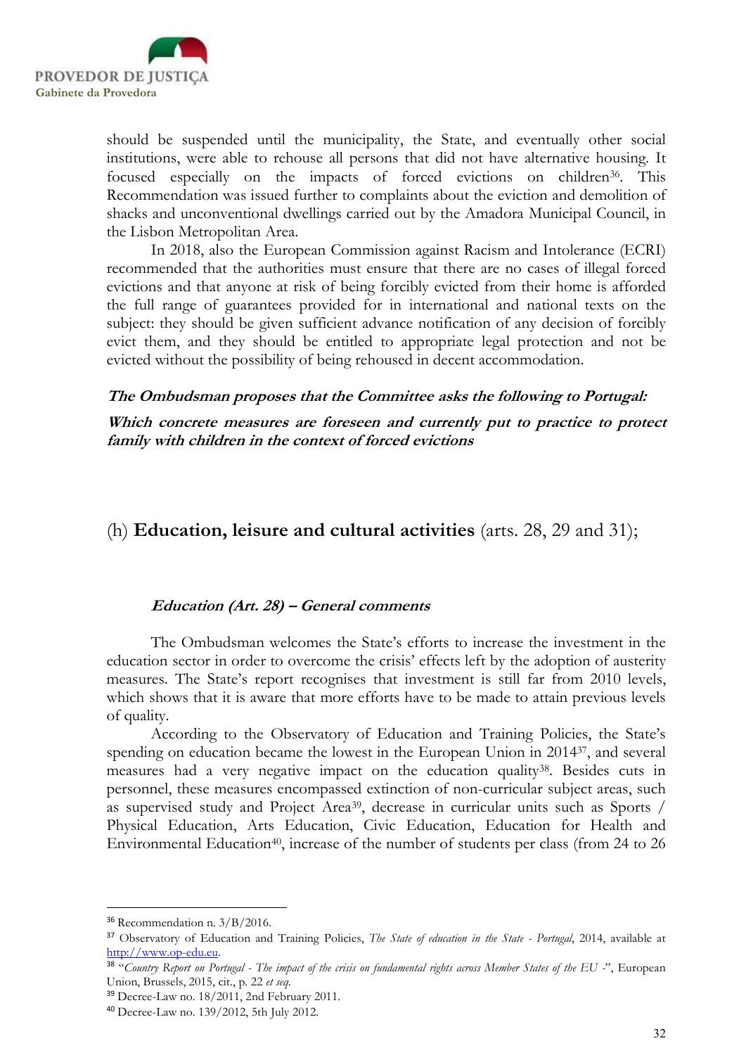should be suspended until the municipality, the State, and eventually other social institutions, were able to rehouse all persons that did not have alternative housing. It focused especially on the impacts of forced evictions on children[36]. This Recommendation was issued further to complaints about the eviction and demolition of shacks and unconventional dwellings carried out by the Amadora Municipal Council, in the Lisbon Metropolitan Area.

In 2018, also the European Commission against Racism and Intolerance (ECRI) recommended that the authorities must ensure that there are no cases of illegal forced evictions and that anyone at risk of being forcibly evicted from their home is afforded the full range of guarantees provided for in international and national texts on the subject: they should be given sufficient advance notification of any decision of forcibly evict them, and they should be entitled to appropriate legal protection and not be evicted without the possibility of being rehoused in decent accommodation.

***The Ombudsman proposes that the Committee asks the following to Portugal:***

***Which concrete measures are foreseen and currently put to practice to protect family with children in the context of forced evictions***

## (h) **Education, leisure and cultural activities** (arts. 28, 29 and 31);

### ***Education (Art. 28) – General comments***

The Ombudsman welcomes the State's efforts to increase the investment in the education sector in order to overcome the crisis' effects left by the adoption of austerity measures. The State's report recognises that investment is still far from 2010 levels, which shows that it is aware that more efforts have to be made to attain previous levels of quality.

According to the Observatory of Education and Training Policies, the State's spending on education became the lowest in the European Union in 2014[37], and several measures had a very negative impact on the education quality[38]. Besides cuts in personnel, these measures encompassed extinction of non-curricular subject areas, such as supervised study and Project Area[39], decrease in curricular units such as Sports / Physical Education, Arts Education, Civic Education, Education for Health and Environmental Education[40], increase of the number of students per class (from 24 to 26

---

[36] Recommendation n. 3/B/2016.

[37] Observatory of Education and Training Policies, *The State of education in the State - Portugal*, 2014, available at http://www.op-edu.eu.

[38] "*Country Report on Portugal - The impact of the crisis on fundamental rights across Member States of the EU -*", European Union, Brussels, 2015, cit., p. 22 *et seq.*

[39] Decree-Law no. 18/2011, 2nd February 2011.

[40] Decree-Law no. 139/2012, 5th July 2012.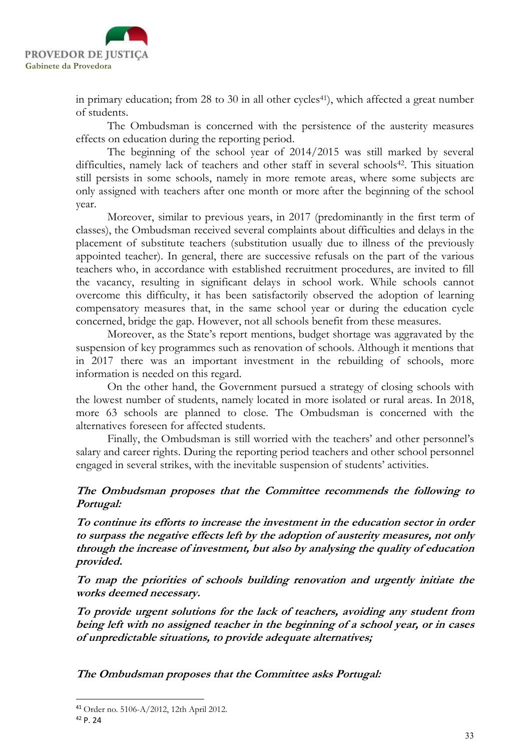in primary education; from 28 to 30 in all other cycles[41]), which affected a great number of students.

The Ombudsman is concerned with the persistence of the austerity measures effects on education during the reporting period.

The beginning of the school year of 2014/2015 was still marked by several difficulties, namely lack of teachers and other staff in several schools[42]. This situation still persists in some schools, namely in more remote areas, where some subjects are only assigned with teachers after one month or more after the beginning of the school year.

Moreover, similar to previous years, in 2017 (predominantly in the first term of classes), the Ombudsman received several complaints about difficulties and delays in the placement of substitute teachers (substitution usually due to illness of the previously appointed teacher). In general, there are successive refusals on the part of the various teachers who, in accordance with established recruitment procedures, are invited to fill the vacancy, resulting in significant delays in school work. While schools cannot overcome this difficulty, it has been satisfactorily observed the adoption of learning compensatory measures that, in the same school year or during the education cycle concerned, bridge the gap. However, not all schools benefit from these measures.

Moreover, as the State's report mentions, budget shortage was aggravated by the suspension of key programmes such as renovation of schools. Although it mentions that in 2017 there was an important investment in the rebuilding of schools, more information is needed on this regard.

On the other hand, the Government pursued a strategy of closing schools with the lowest number of students, namely located in more isolated or rural areas. In 2018, more 63 schools are planned to close. The Ombudsman is concerned with the alternatives foreseen for affected students.

Finally, the Ombudsman is still worried with the teachers' and other personnel's salary and career rights. During the reporting period teachers and other school personnel engaged in several strikes, with the inevitable suspension of students' activities.

***The Ombudsman proposes that the Committee recommends the following to Portugal:***

***To continue its efforts to increase the investment in the education sector in order to surpass the negative effects left by the adoption of austerity measures, not only through the increase of investment, but also by analysing the quality of education provided.***

***To map the priorities of schools building renovation and urgently initiate the works deemed necessary.***

***To provide urgent solutions for the lack of teachers, avoiding any student from being left with no assigned teacher in the beginning of a school year, or in cases of unpredictable situations, to provide adequate alternatives;***

***The Ombudsman proposes that the Committee asks Portugal:***

---

[41] Order no. 5106-A/2012, 12th April 2012.

[42] P. 24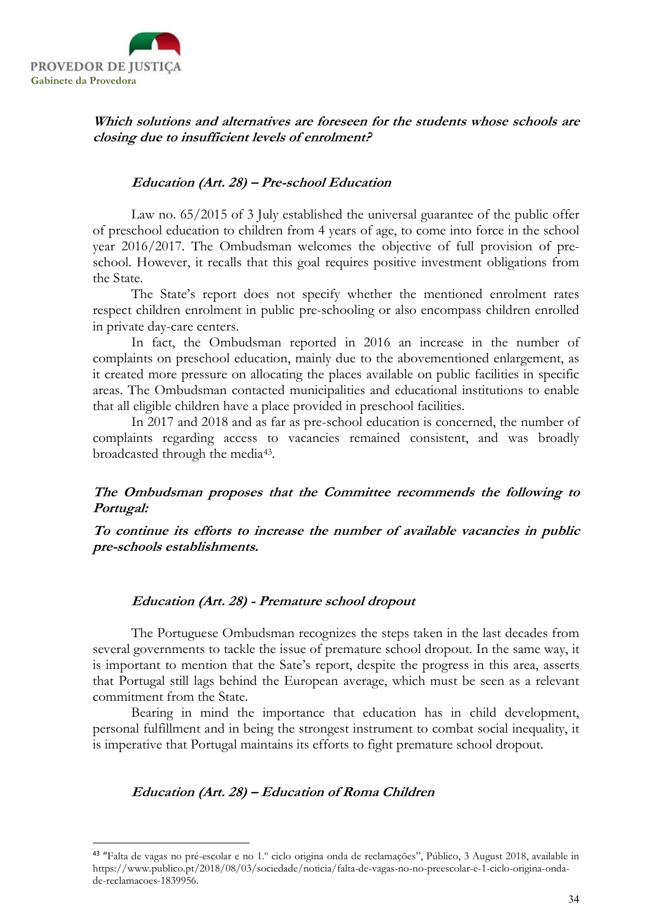***Which solutions and alternatives are foreseen for the students whose schools are closing due to insufficient levels of enrolment?***

### *Education (Art. 28) – Pre-school Education*

Law no. 65/2015 of 3 July established the universal guarantee of the public offer of preschool education to children from 4 years of age, to come into force in the school year 2016/2017. The Ombudsman welcomes the objective of full provision of pre-school. However, it recalls that this goal requires positive investment obligations from the State.

The State's report does not specify whether the mentioned enrolment rates respect children enrolment in public pre-schooling or also encompass children enrolled in private day-care centers.

In fact, the Ombudsman reported in 2016 an increase in the number of complaints on preschool education, mainly due to the abovementioned enlargement, as it created more pressure on allocating the places available on public facilities in specific areas. The Ombudsman contacted municipalities and educational institutions to enable that all eligible children have a place provided in preschool facilities.

In 2017 and 2018 and as far as pre-school education is concerned, the number of complaints regarding access to vacancies remained consistent, and was broadly broadcasted through the media[43].

***The Ombudsman proposes that the Committee recommends the following to Portugal:***

***To continue its efforts to increase the number of available vacancies in public pre-schools establishments.***

### *Education (Art. 28) - Premature school dropout*

The Portuguese Ombudsman recognizes the steps taken in the last decades from several governments to tackle the issue of premature school dropout. In the same way, it is important to mention that the Sate's report, despite the progress in this area, asserts that Portugal still lags behind the European average, which must be seen as a relevant commitment from the State.

Bearing in mind the importance that education has in child development, personal fulfillment and in being the strongest instrument to combat social inequality, it is imperative that Portugal maintains its efforts to fight premature school dropout.

### *Education (Art. 28) – Education of Roma Children*

---

[43] "Falta de vagas no pré-escolar e no 1.º ciclo origina onda de reclamações", Público, 3 August 2018, available in https://www.publico.pt/2018/08/03/sociedade/noticia/falta-de-vagas-no-no-preescolar-e-1-ciclo-origina-onda-de-reclamacoes-1839956.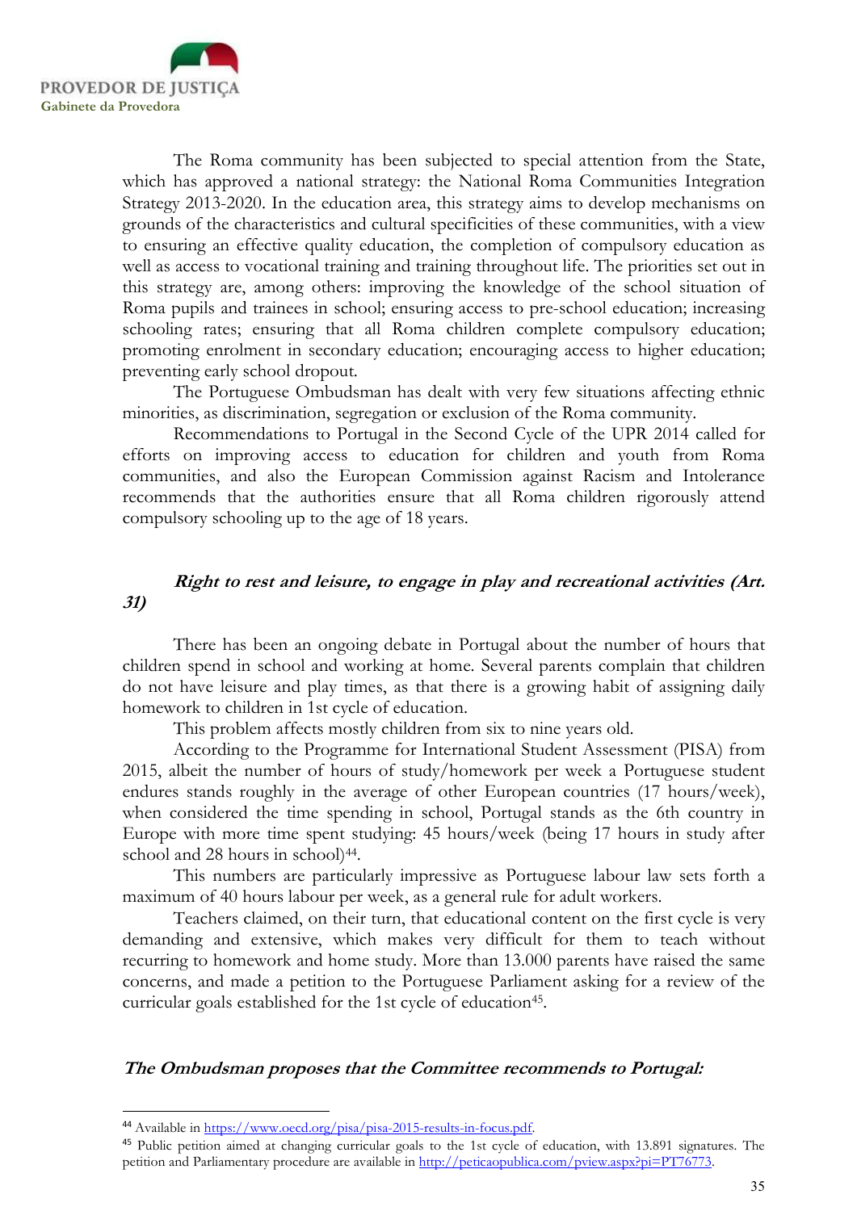The Roma community has been subjected to special attention from the State, which has approved a national strategy: the National Roma Communities Integration Strategy 2013-2020. In the education area, this strategy aims to develop mechanisms on grounds of the characteristics and cultural specificities of these communities, with a view to ensuring an effective quality education, the completion of compulsory education as well as access to vocational training and training throughout life. The priorities set out in this strategy are, among others: improving the knowledge of the school situation of Roma pupils and trainees in school; ensuring access to pre-school education; increasing schooling rates; ensuring that all Roma children complete compulsory education; promoting enrolment in secondary education; encouraging access to higher education; preventing early school dropout.

The Portuguese Ombudsman has dealt with very few situations affecting ethnic minorities, as discrimination, segregation or exclusion of the Roma community.

Recommendations to Portugal in the Second Cycle of the UPR 2014 called for efforts on improving access to education for children and youth from Roma communities, and also the European Commission against Racism and Intolerance recommends that the authorities ensure that all Roma children rigorously attend compulsory schooling up to the age of 18 years.

***Right to rest and leisure, to engage in play and recreational activities (Art. 31)***

There has been an ongoing debate in Portugal about the number of hours that children spend in school and working at home. Several parents complain that children do not have leisure and play times, as that there is a growing habit of assigning daily homework to children in 1st cycle of education.

This problem affects mostly children from six to nine years old.

According to the Programme for International Student Assessment (PISA) from 2015, albeit the number of hours of study/homework per week a Portuguese student endures stands roughly in the average of other European countries (17 hours/week), when considered the time spending in school, Portugal stands as the 6th country in Europe with more time spent studying: 45 hours/week (being 17 hours in study after school and 28 hours in school)[44].

This numbers are particularly impressive as Portuguese labour law sets forth a maximum of 40 hours labour per week, as a general rule for adult workers.

Teachers claimed, on their turn, that educational content on the first cycle is very demanding and extensive, which makes very difficult for them to teach without recurring to homework and home study. More than 13.000 parents have raised the same concerns, and made a petition to the Portuguese Parliament asking for a review of the curricular goals established for the 1st cycle of education[45].

***The Ombudsman proposes that the Committee recommends to Portugal:***

---

[44] Available in https://www.oecd.org/pisa/pisa-2015-results-in-focus.pdf.

[45] Public petition aimed at changing curricular goals to the 1st cycle of education, with 13.891 signatures. The petition and Parliamentary procedure are available in http://peticaopublica.com/pview.aspx?pi=PT76773.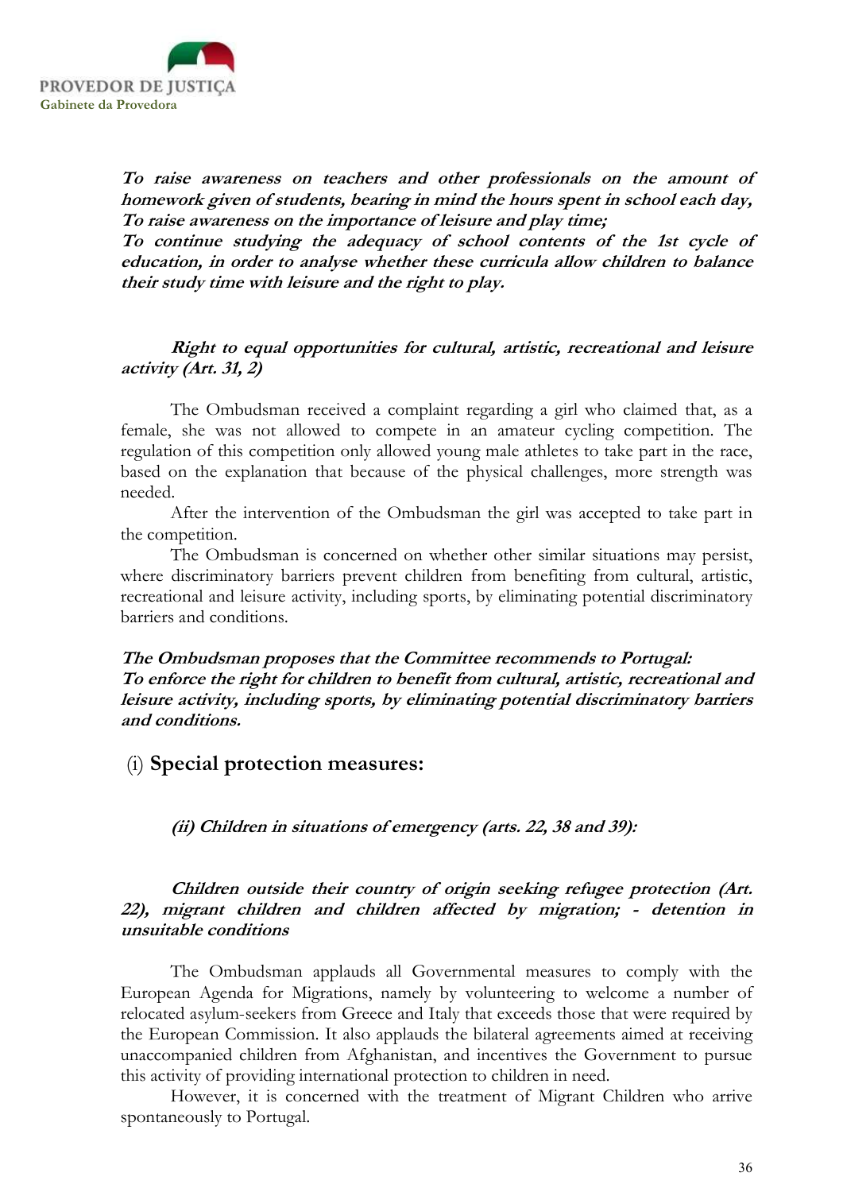***To raise awareness on teachers and other professionals on the amount of homework given of students, bearing in mind the hours spent in school each day,***
***To raise awareness on the importance of leisure and play time;***
***To continue studying the adequacy of school contents of the 1st cycle of education, in order to analyse whether these curricula allow children to balance their study time with leisure and the right to play.***

***Right to equal opportunities for cultural, artistic, recreational and leisure activity (Art. 31, 2)***

The Ombudsman received a complaint regarding a girl who claimed that, as a female, she was not allowed to compete in an amateur cycling competition. The regulation of this competition only allowed young male athletes to take part in the race, based on the explanation that because of the physical challenges, more strength was needed.

After the intervention of the Ombudsman the girl was accepted to take part in the competition.

The Ombudsman is concerned on whether other similar situations may persist, where discriminatory barriers prevent children from benefiting from cultural, artistic, recreational and leisure activity, including sports, by eliminating potential discriminatory barriers and conditions.

***The Ombudsman proposes that the Committee recommends to Portugal:***
***To enforce the right for children to benefit from cultural, artistic, recreational and leisure activity, including sports, by eliminating potential discriminatory barriers and conditions.***

## (i) Special protection measures:

***(ii) Children in situations of emergency (arts. 22, 38 and 39):***

***Children outside their country of origin seeking refugee protection (Art. 22), migrant children and children affected by migration; - detention in unsuitable conditions***

The Ombudsman applauds all Governmental measures to comply with the European Agenda for Migrations, namely by volunteering to welcome a number of relocated asylum-seekers from Greece and Italy that exceeds those that were required by the European Commission. It also applauds the bilateral agreements aimed at receiving unaccompanied children from Afghanistan, and incentives the Government to pursue this activity of providing international protection to children in need.

However, it is concerned with the treatment of Migrant Children who arrive spontaneously to Portugal.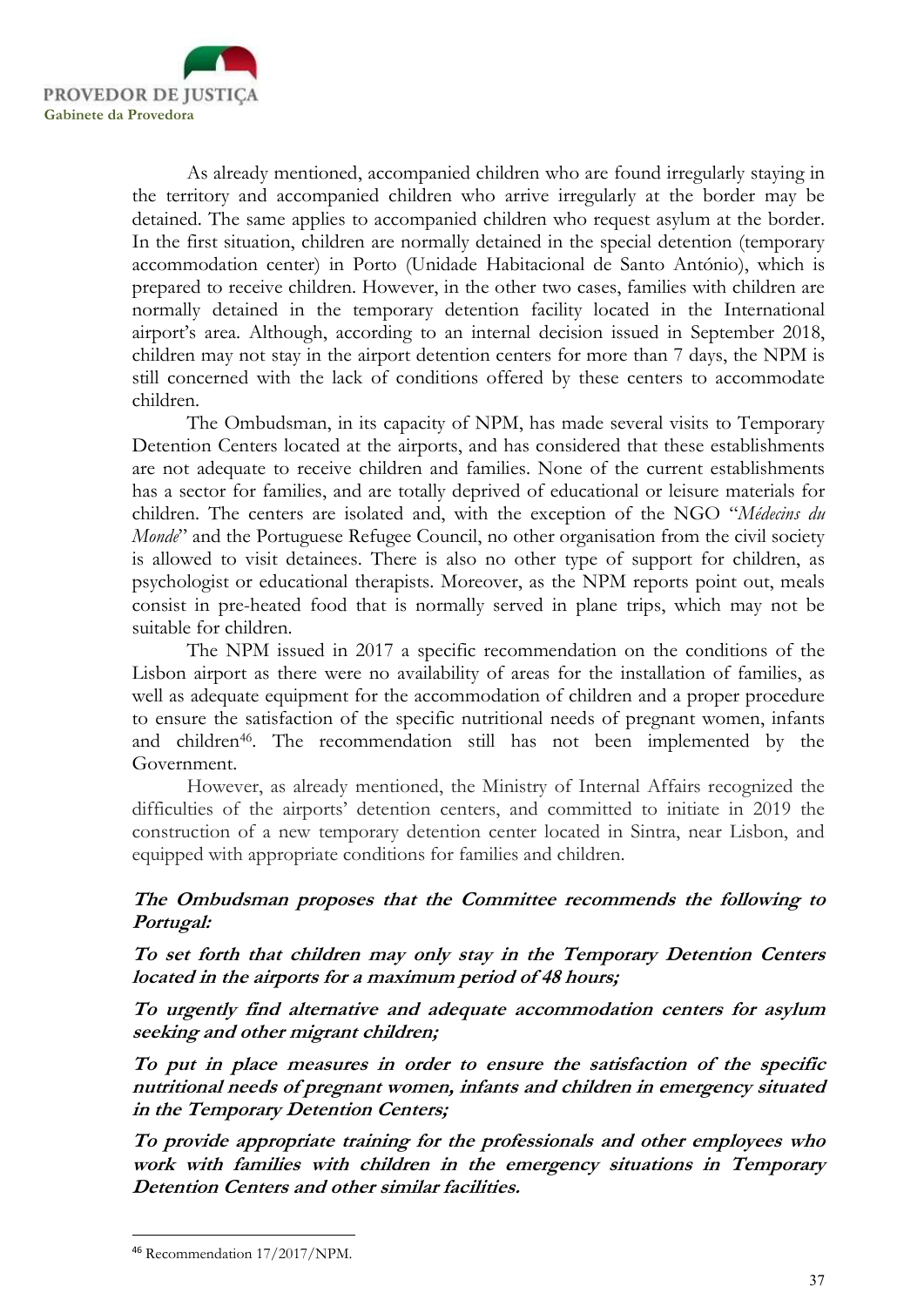As already mentioned, accompanied children who are found irregularly staying in the territory and accompanied children who arrive irregularly at the border may be detained. The same applies to accompanied children who request asylum at the border. In the first situation, children are normally detained in the special detention (temporary accommodation center) in Porto (Unidade Habitacional de Santo António), which is prepared to receive children. However, in the other two cases, families with children are normally detained in the temporary detention facility located in the International airport's area. Although, according to an internal decision issued in September 2018, children may not stay in the airport detention centers for more than 7 days, the NPM is still concerned with the lack of conditions offered by these centers to accommodate children.

The Ombudsman, in its capacity of NPM, has made several visits to Temporary Detention Centers located at the airports, and has considered that these establishments are not adequate to receive children and families. None of the current establishments has a sector for families, and are totally deprived of educational or leisure materials for children. The centers are isolated and, with the exception of the NGO "*Médecins du Monde*" and the Portuguese Refugee Council, no other organisation from the civil society is allowed to visit detainees. There is also no other type of support for children, as psychologist or educational therapists. Moreover, as the NPM reports point out, meals consist in pre-heated food that is normally served in plane trips, which may not be suitable for children.

The NPM issued in 2017 a specific recommendation on the conditions of the Lisbon airport as there were no availability of areas for the installation of families, as well as adequate equipment for the accommodation of children and a proper procedure to ensure the satisfaction of the specific nutritional needs of pregnant women, infants and children[46]. The recommendation still has not been implemented by the Government.

However, as already mentioned, the Ministry of Internal Affairs recognized the difficulties of the airports' detention centers, and committed to initiate in 2019 the construction of a new temporary detention center located in Sintra, near Lisbon, and equipped with appropriate conditions for families and children.

***The Ombudsman proposes that the Committee recommends the following to Portugal:***

***To set forth that children may only stay in the Temporary Detention Centers located in the airports for a maximum period of 48 hours;***

***To urgently find alternative and adequate accommodation centers for asylum seeking and other migrant children;***

***To put in place measures in order to ensure the satisfaction of the specific nutritional needs of pregnant women, infants and children in emergency situated in the Temporary Detention Centers;***

***To provide appropriate training for the professionals and other employees who work with families with children in the emergency situations in Temporary Detention Centers and other similar facilities.***

---

[46] Recommendation 17/2017/NPM.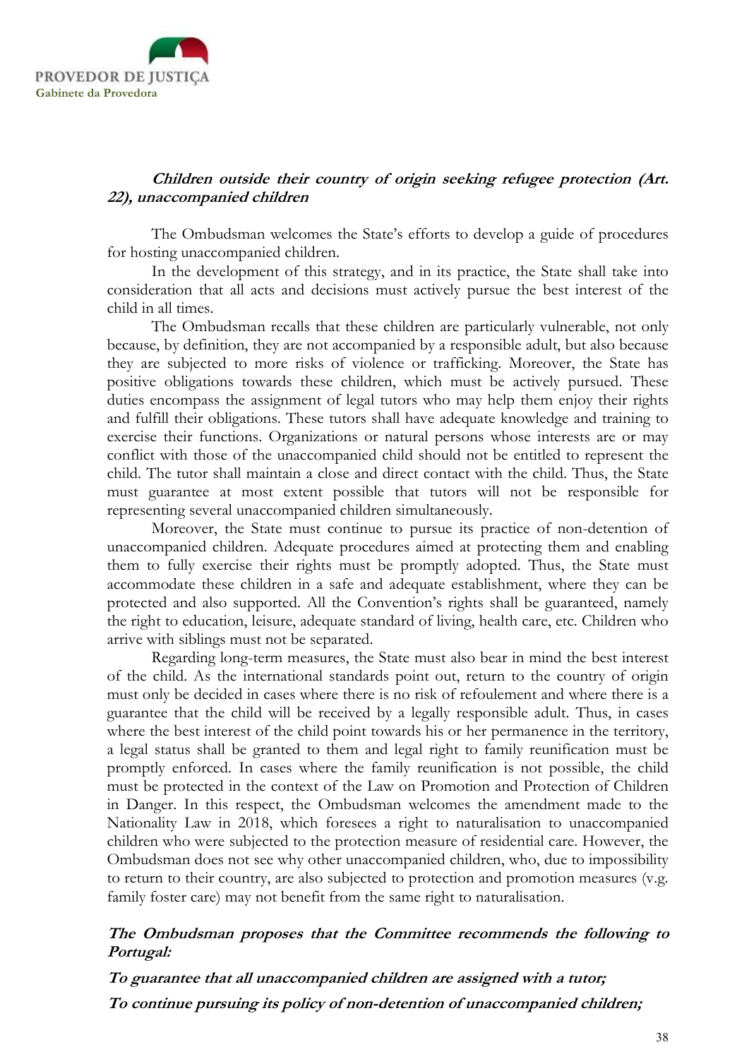***Children outside their country of origin seeking refugee protection (Art. 22), unaccompanied children***

The Ombudsman welcomes the State's efforts to develop a guide of procedures for hosting unaccompanied children.

In the development of this strategy, and in its practice, the State shall take into consideration that all acts and decisions must actively pursue the best interest of the child in all times.

The Ombudsman recalls that these children are particularly vulnerable, not only because, by definition, they are not accompanied by a responsible adult, but also because they are subjected to more risks of violence or trafficking. Moreover, the State has positive obligations towards these children, which must be actively pursued. These duties encompass the assignment of legal tutors who may help them enjoy their rights and fulfill their obligations. These tutors shall have adequate knowledge and training to exercise their functions. Organizations or natural persons whose interests are or may conflict with those of the unaccompanied child should not be entitled to represent the child. The tutor shall maintain a close and direct contact with the child. Thus, the State must guarantee at most extent possible that tutors will not be responsible for representing several unaccompanied children simultaneously.

Moreover, the State must continue to pursue its practice of non-detention of unaccompanied children. Adequate procedures aimed at protecting them and enabling them to fully exercise their rights must be promptly adopted. Thus, the State must accommodate these children in a safe and adequate establishment, where they can be protected and also supported. All the Convention's rights shall be guaranteed, namely the right to education, leisure, adequate standard of living, health care, etc. Children who arrive with siblings must not be separated.

Regarding long-term measures, the State must also bear in mind the best interest of the child. As the international standards point out, return to the country of origin must only be decided in cases where there is no risk of refoulement and where there is a guarantee that the child will be received by a legally responsible adult. Thus, in cases where the best interest of the child point towards his or her permanence in the territory, a legal status shall be granted to them and legal right to family reunification must be promptly enforced. In cases where the family reunification is not possible, the child must be protected in the context of the Law on Promotion and Protection of Children in Danger. In this respect, the Ombudsman welcomes the amendment made to the Nationality Law in 2018, which foresees a right to naturalisation to unaccompanied children who were subjected to the protection measure of residential care. However, the Ombudsman does not see why other unaccompanied children, who, due to impossibility to return to their country, are also subjected to protection and promotion measures (v.g. family foster care) may not benefit from the same right to naturalisation.

***The Ombudsman proposes that the Committee recommends the following to Portugal:***

***To guarantee that all unaccompanied children are assigned with a tutor;***

***To continue pursuing its policy of non-detention of unaccompanied children;***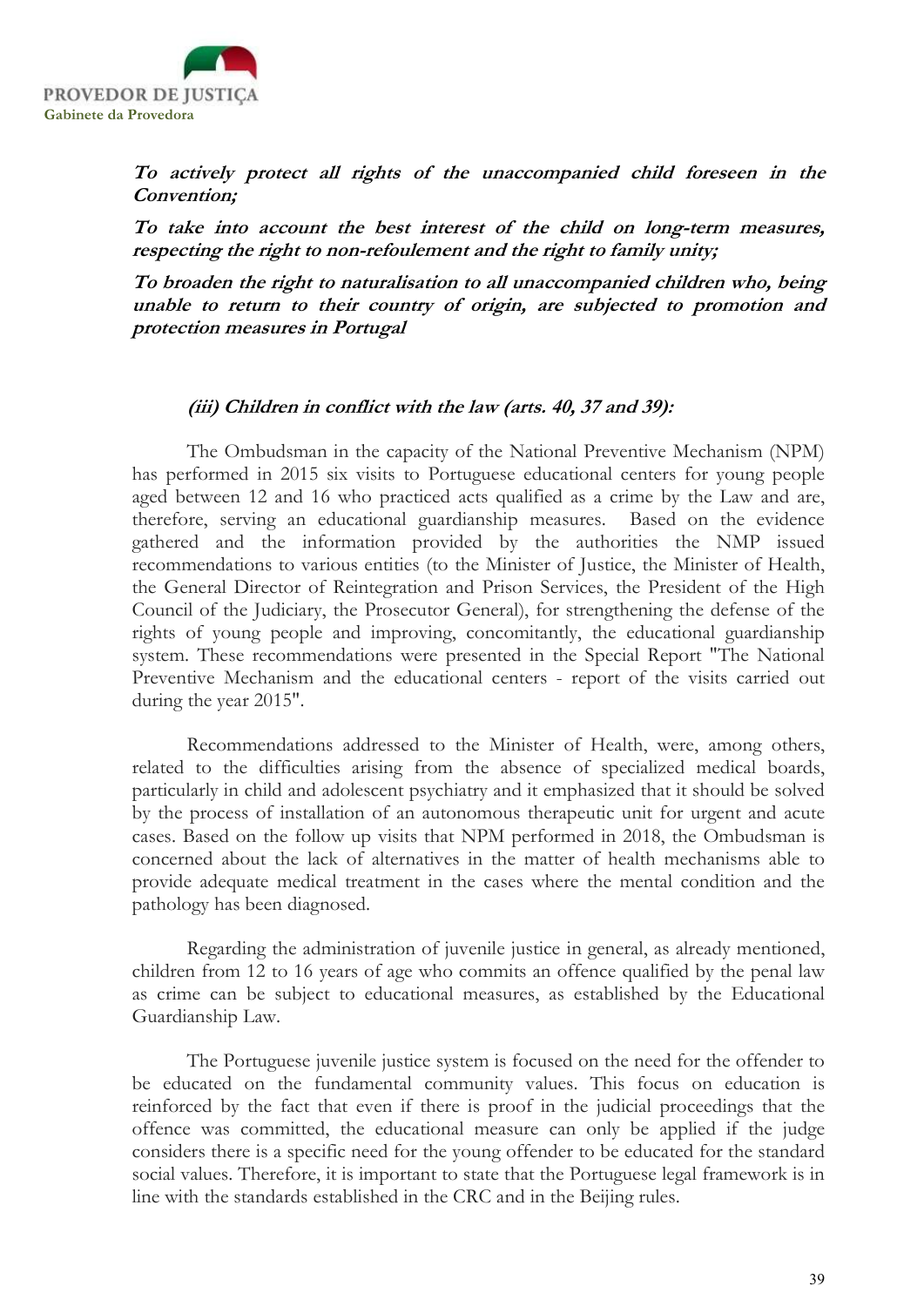***To actively protect all rights of the unaccompanied child foreseen in the Convention;***

***To take into account the best interest of the child on long-term measures, respecting the right to non-refoulement and the right to family unity;***

***To broaden the right to naturalisation to all unaccompanied children who, being unable to return to their country of origin, are subjected to promotion and protection measures in Portugal***

#### *(iii) Children in conflict with the law (arts. 40, 37 and 39):*

The Ombudsman in the capacity of the National Preventive Mechanism (NPM) has performed in 2015 six visits to Portuguese educational centers for young people aged between 12 and 16 who practiced acts qualified as a crime by the Law and are, therefore, serving an educational guardianship measures. Based on the evidence gathered and the information provided by the authorities the NMP issued recommendations to various entities (to the Minister of Justice, the Minister of Health, the General Director of Reintegration and Prison Services, the President of the High Council of the Judiciary, the Prosecutor General), for strengthening the defense of the rights of young people and improving, concomitantly, the educational guardianship system. These recommendations were presented in the Special Report "The National Preventive Mechanism and the educational centers - report of the visits carried out during the year 2015".

Recommendations addressed to the Minister of Health, were, among others, related to the difficulties arising from the absence of specialized medical boards, particularly in child and adolescent psychiatry and it emphasized that it should be solved by the process of installation of an autonomous therapeutic unit for urgent and acute cases. Based on the follow up visits that NPM performed in 2018, the Ombudsman is concerned about the lack of alternatives in the matter of health mechanisms able to provide adequate medical treatment in the cases where the mental condition and the pathology has been diagnosed.

Regarding the administration of juvenile justice in general, as already mentioned, children from 12 to 16 years of age who commits an offence qualified by the penal law as crime can be subject to educational measures, as established by the Educational Guardianship Law.

The Portuguese juvenile justice system is focused on the need for the offender to be educated on the fundamental community values. This focus on education is reinforced by the fact that even if there is proof in the judicial proceedings that the offence was committed, the educational measure can only be applied if the judge considers there is a specific need for the young offender to be educated for the standard social values. Therefore, it is important to state that the Portuguese legal framework is in line with the standards established in the CRC and in the Beijing rules.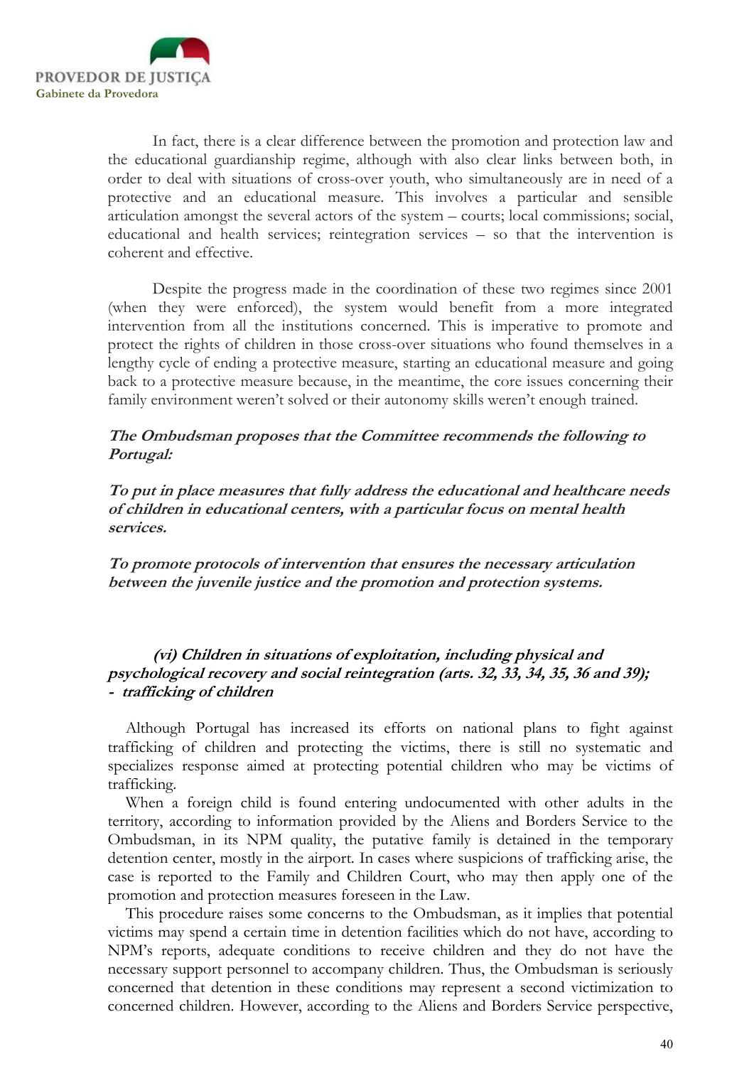In fact, there is a clear difference between the promotion and protection law and the educational guardianship regime, although with also clear links between both, in order to deal with situations of cross-over youth, who simultaneously are in need of a protective and an educational measure. This involves a particular and sensible articulation amongst the several actors of the system – courts; local commissions; social, educational and health services; reintegration services – so that the intervention is coherent and effective.

Despite the progress made in the coordination of these two regimes since 2001 (when they were enforced), the system would benefit from a more integrated intervention from all the institutions concerned. This is imperative to promote and protect the rights of children in those cross-over situations who found themselves in a lengthy cycle of ending a protective measure, starting an educational measure and going back to a protective measure because, in the meantime, the core issues concerning their family environment weren't solved or their autonomy skills weren't enough trained.

***The Ombudsman proposes that the Committee recommends the following to Portugal:***

***To put in place measures that fully address the educational and healthcare needs of children in educational centers, with a particular focus on mental health services.***

***To promote protocols of intervention that ensures the necessary articulation between the juvenile justice and the promotion and protection systems.***

### *(vi) Children in situations of exploitation, including physical and psychological recovery and social reintegration (arts. 32, 33, 34, 35, 36 and 39); - trafficking of children*

Although Portugal has increased its efforts on national plans to fight against trafficking of children and protecting the victims, there is still no systematic and specializes response aimed at protecting potential children who may be victims of trafficking.

When a foreign child is found entering undocumented with other adults in the territory, according to information provided by the Aliens and Borders Service to the Ombudsman, in its NPM quality, the putative family is detained in the temporary detention center, mostly in the airport. In cases where suspicions of trafficking arise, the case is reported to the Family and Children Court, who may then apply one of the promotion and protection measures foreseen in the Law.

This procedure raises some concerns to the Ombudsman, as it implies that potential victims may spend a certain time in detention facilities which do not have, according to NPM's reports, adequate conditions to receive children and they do not have the necessary support personnel to accompany children. Thus, the Ombudsman is seriously concerned that detention in these conditions may represent a second victimization to concerned children. However, according to the Aliens and Borders Service perspective,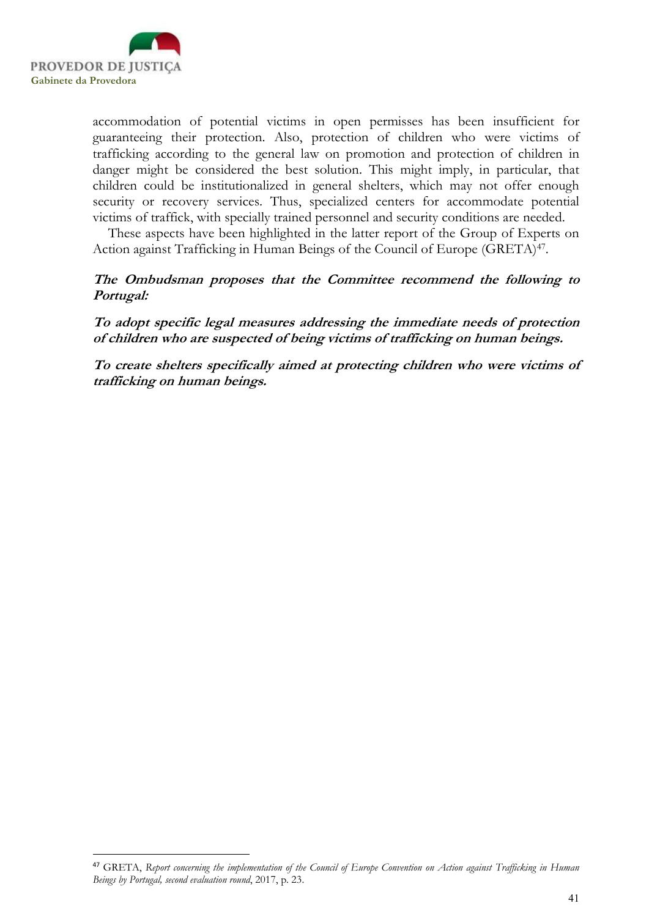accommodation of potential victims in open permisses has been insufficient for guaranteeing their protection. Also, protection of children who were victims of trafficking according to the general law on promotion and protection of children in danger might be considered the best solution. This might imply, in particular, that children could be institutionalized in general shelters, which may not offer enough security or recovery services. Thus, specialized centers for accommodate potential victims of traffick, with specially trained personnel and security conditions are needed.

These aspects have been highlighted in the latter report of the Group of Experts on Action against Trafficking in Human Beings of the Council of Europe (GRETA)[47].

***The Ombudsman proposes that the Committee recommend the following to Portugal:***

***To adopt specific legal measures addressing the immediate needs of protection of children who are suspected of being victims of trafficking on human beings.***

***To create shelters specifically aimed at protecting children who were victims of trafficking on human beings.***

[47] GRETA, *Report concerning the implementation of the Council of Europe Convention on Action against Trafficking in Human Beings by Portugal, second evaluation round*, 2017, p. 23.